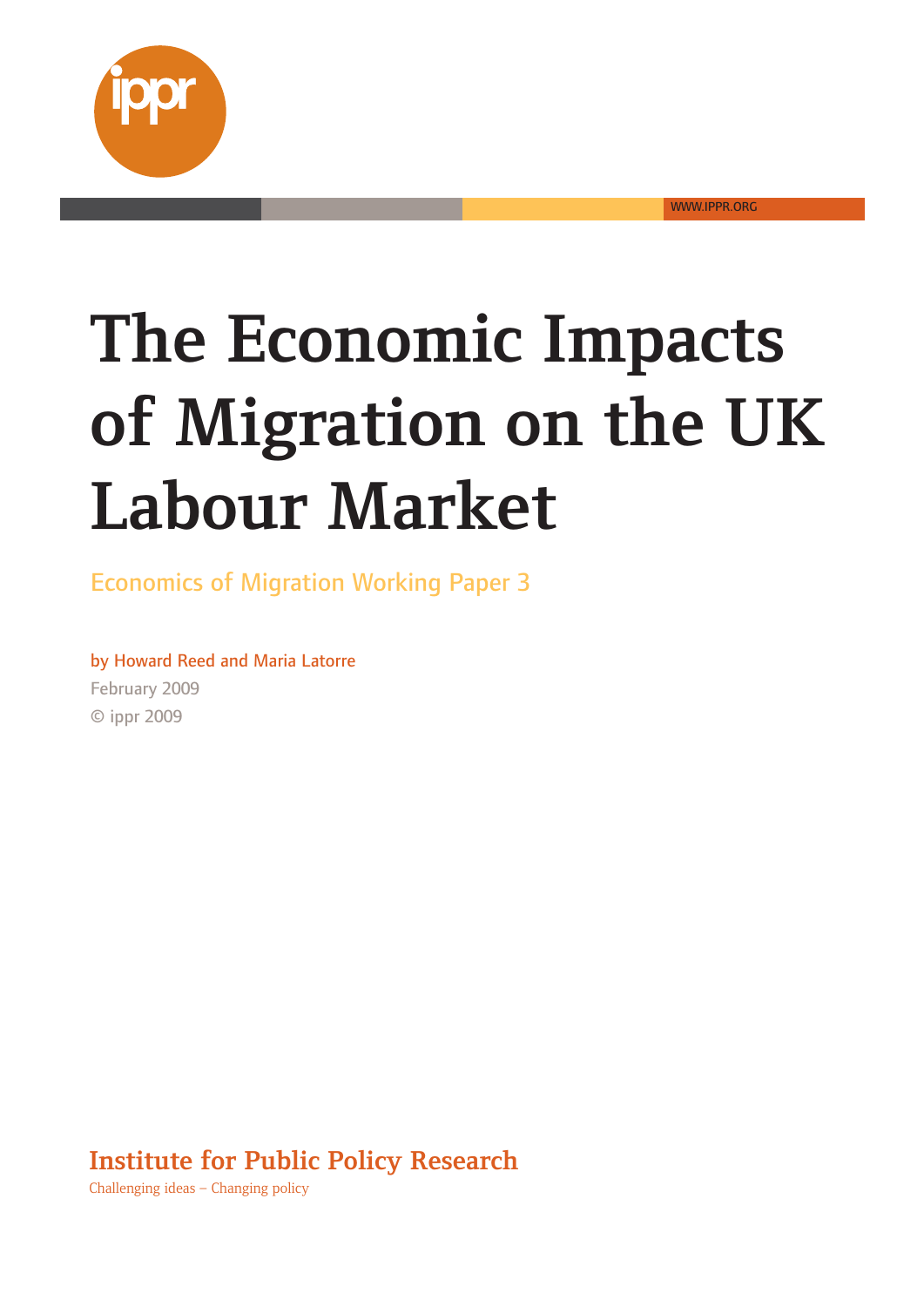ippr

WWW.IPPR.ORG

# The Economic Impacts of Migration on the UK Labour Market

Economics of Migration Working Paper 3

by Howard Reed and Maria Latorre

February 2009

© ippr 2009

Institute for Public Policy Research

Challenging ideas – Changing policy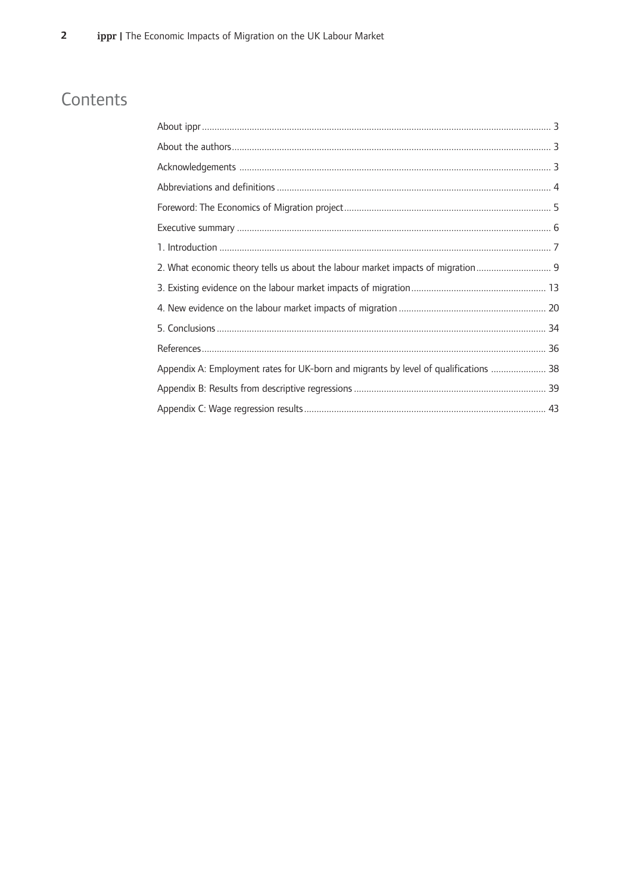# Contents

About ippr ........................................................ 3

About the authors ........................................................ 3

Acknowledgements ........................................................ 3

Abbreviations and definitions ........................................................ 4

Foreword: The Economics of Migration project ........................................................ 5

Executive summary ........................................................ 6

1. Introduction ........................................................ 7

2. What economic theory tells us about the labour market impacts of migration ........................................................ 9

3. Existing evidence on the labour market impacts of migration ........................................................ 13

4. New evidence on the labour market impacts of migration ........................................................ 20

5. Conclusions ........................................................ 34

References ........................................................ 36

Appendix A: Employment rates for UK-born and migrants by level of qualifications ........................................................ 38

Appendix B: Results from descriptive regressions ........................................................ 39

Appendix C: Wage regression results ........................................................ 43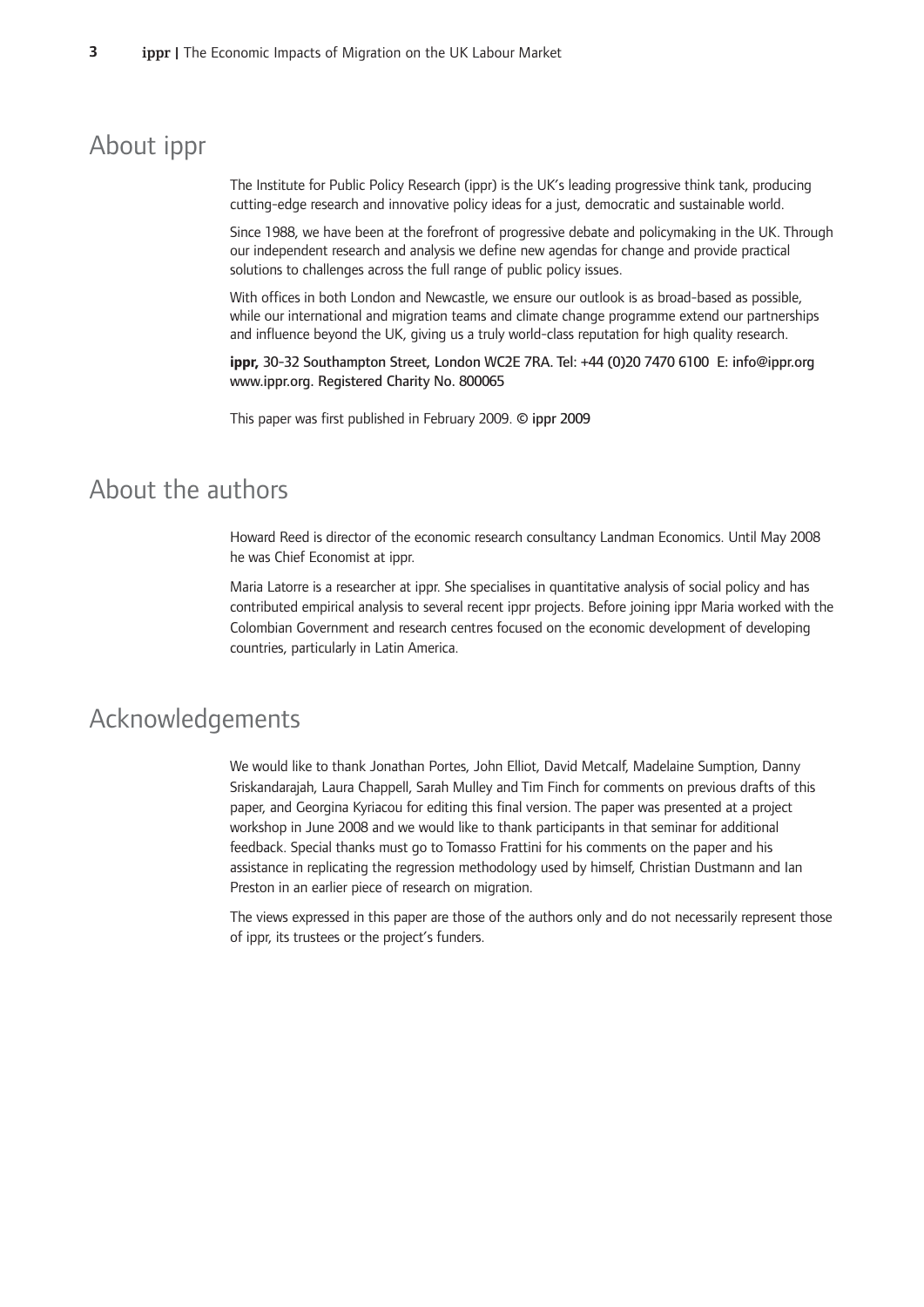## About ippr

The Institute for Public Policy Research (ippr) is the UK's leading progressive think tank, producing cutting-edge research and innovative policy ideas for a just, democratic and sustainable world.

Since 1988, we have been at the forefront of progressive debate and policymaking in the UK. Through our independent research and analysis we define new agendas for change and provide practical solutions to challenges across the full range of public policy issues.

With offices in both London and Newcastle, we ensure our outlook is as broad-based as possible, while our international and migration teams and climate change programme extend our partnerships and influence beyond the UK, giving us a truly world-class reputation for high quality research.

**ippr,** 30-32 Southampton Street, London WC2E 7RA. Tel: +44 (0)20 7470 6100 E: info@ippr.org www.ippr.org. Registered Charity No. 800065

This paper was first published in February 2009. © ippr 2009

## About the authors

Howard Reed is director of the economic research consultancy Landman Economics. Until May 2008 he was Chief Economist at ippr.

Maria Latorre is a researcher at ippr. She specialises in quantitative analysis of social policy and has contributed empirical analysis to several recent ippr projects. Before joining ippr Maria worked with the Colombian Government and research centres focused on the economic development of developing countries, particularly in Latin America.

## Acknowledgements

We would like to thank Jonathan Portes, John Elliot, David Metcalf, Madelaine Sumption, Danny Sriskandarajah, Laura Chappell, Sarah Mulley and Tim Finch for comments on previous drafts of this paper, and Georgina Kyriacou for editing this final version. The paper was presented at a project workshop in June 2008 and we would like to thank participants in that seminar for additional feedback. Special thanks must go to Tomasso Frattini for his comments on the paper and his assistance in replicating the regression methodology used by himself, Christian Dustmann and Ian Preston in an earlier piece of research on migration.

The views expressed in this paper are those of the authors only and do not necessarily represent those of ippr, its trustees or the project's funders.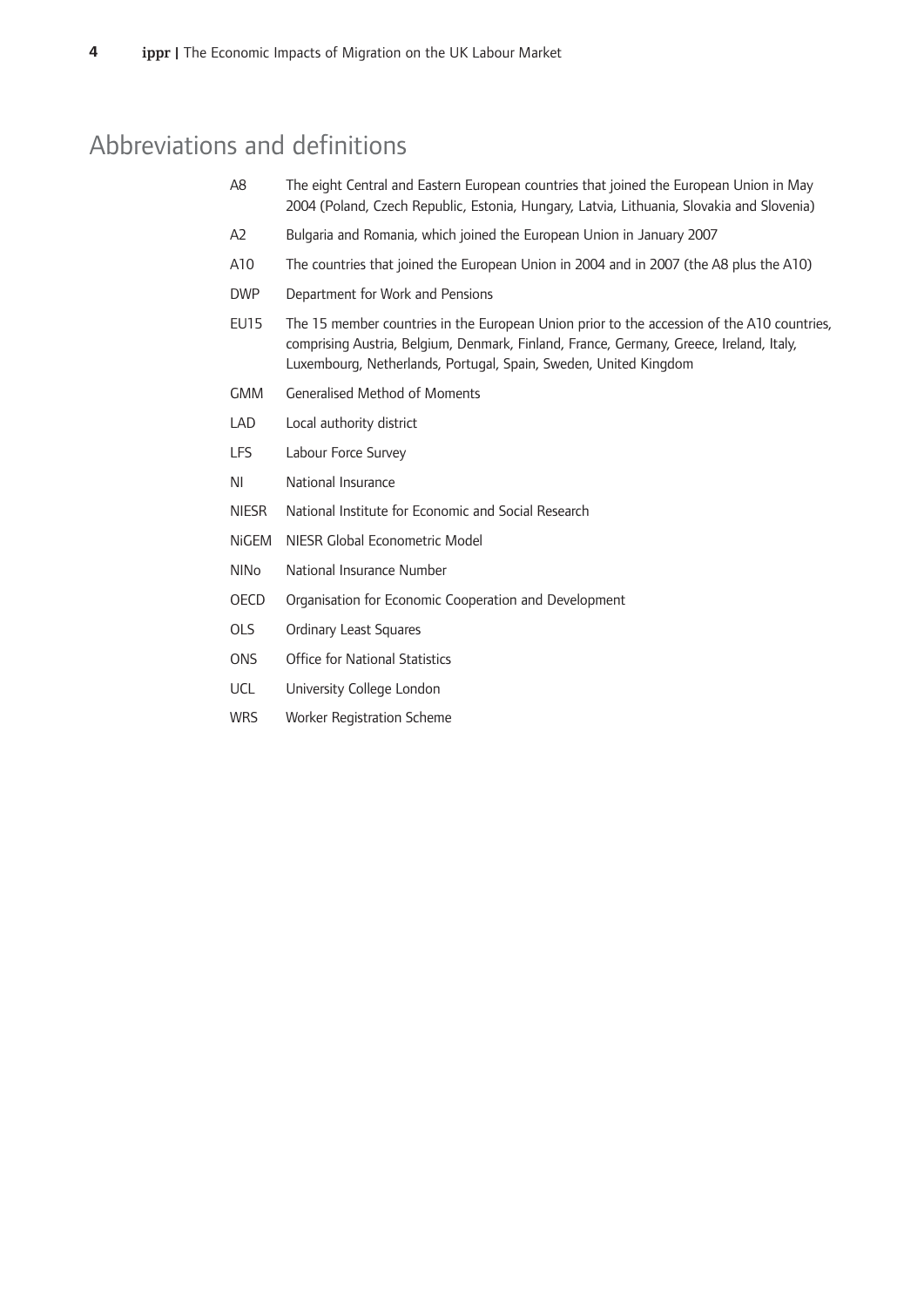# Abbreviations and definitions

| | |
|---|---|
| A8 | The eight Central and Eastern European countries that joined the European Union in May 2004 (Poland, Czech Republic, Estonia, Hungary, Latvia, Lithuania, Slovakia and Slovenia) |
| A2 | Bulgaria and Romania, which joined the European Union in January 2007 |
| A10 | The countries that joined the European Union in 2004 and in 2007 (the A8 plus the A10) |
| DWP | Department for Work and Pensions |
| EU15 | The 15 member countries in the European Union prior to the accession of the A10 countries, comprising Austria, Belgium, Denmark, Finland, France, Germany, Greece, Ireland, Italy, Luxembourg, Netherlands, Portugal, Spain, Sweden, United Kingdom |
| GMM | Generalised Method of Moments |
| LAD | Local authority district |
| LFS | Labour Force Survey |
| NI | National Insurance |
| NIESR | National Institute for Economic and Social Research |
| NiGEM | NIESR Global Econometric Model |
| NINo | National Insurance Number |
| OECD | Organisation for Economic Cooperation and Development |
| OLS | Ordinary Least Squares |
| ONS | Office for National Statistics |
| UCL | University College London |
| WRS | Worker Registration Scheme |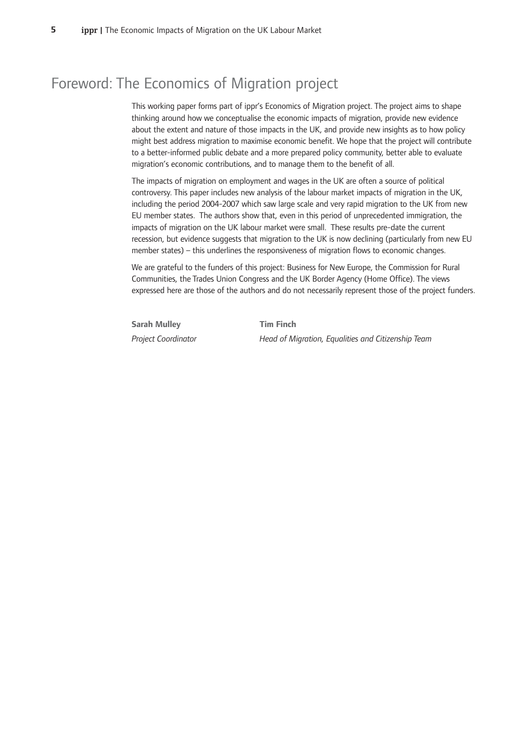# Foreword: The Economics of Migration project

This working paper forms part of ippr's Economics of Migration project. The project aims to shape thinking around how we conceptualise the economic impacts of migration, provide new evidence about the extent and nature of those impacts in the UK, and provide new insights as to how policy might best address migration to maximise economic benefit. We hope that the project will contribute to a better-informed public debate and a more prepared policy community, better able to evaluate migration's economic contributions, and to manage them to the benefit of all.

The impacts of migration on employment and wages in the UK are often a source of political controversy. This paper includes new analysis of the labour market impacts of migration in the UK, including the period 2004-2007 which saw large scale and very rapid migration to the UK from new EU member states. The authors show that, even in this period of unprecedented immigration, the impacts of migration on the UK labour market were small. These results pre-date the current recession, but evidence suggests that migration to the UK is now declining (particularly from new EU member states) – this underlines the responsiveness of migration flows to economic changes.

We are grateful to the funders of this project: Business for New Europe, the Commission for Rural Communities, the Trades Union Congress and the UK Border Agency (Home Office). The views expressed here are those of the authors and do not necessarily represent those of the project funders.

**Sarah Mulley**
*Project Coordinator*

**Tim Finch**
*Head of Migration, Equalities and Citizenship Team*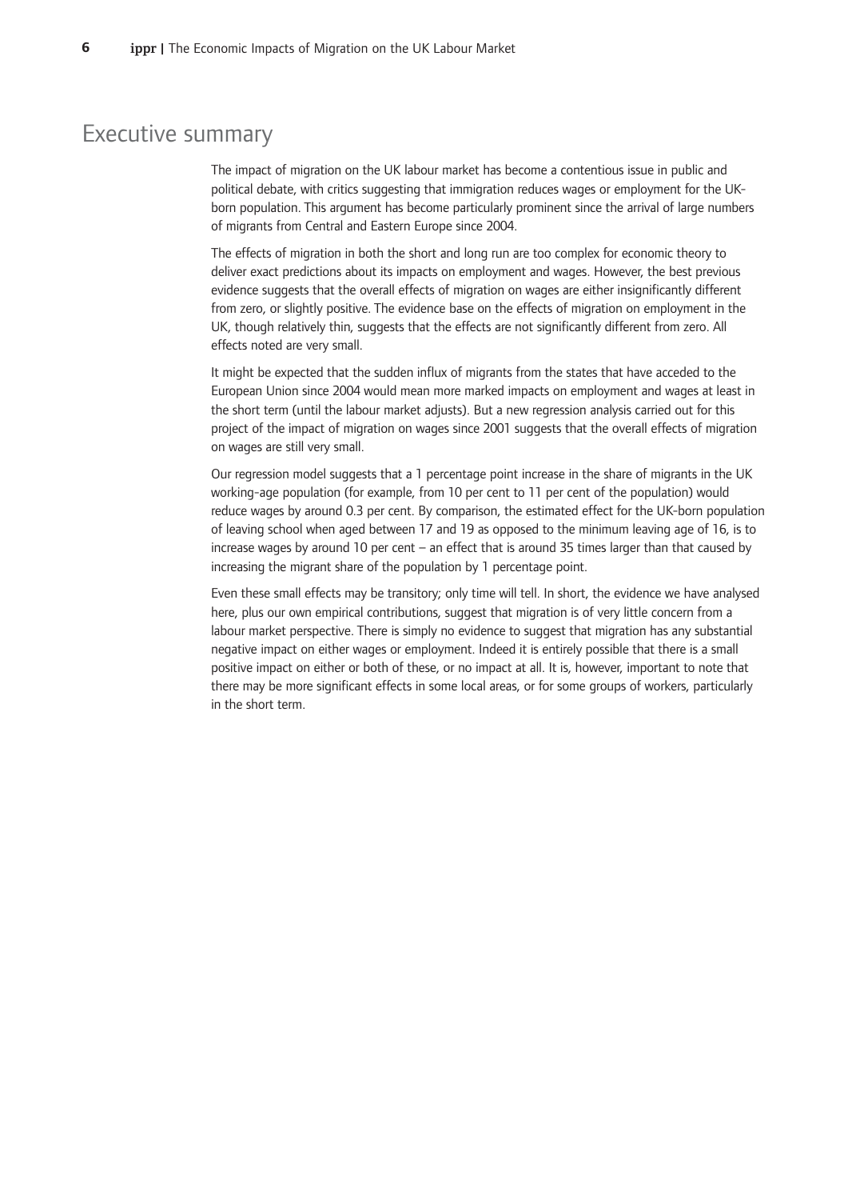# Executive summary

The impact of migration on the UK labour market has become a contentious issue in public and political debate, with critics suggesting that immigration reduces wages or employment for the UK-born population. This argument has become particularly prominent since the arrival of large numbers of migrants from Central and Eastern Europe since 2004.

The effects of migration in both the short and long run are too complex for economic theory to deliver exact predictions about its impacts on employment and wages. However, the best previous evidence suggests that the overall effects of migration on wages are either insignificantly different from zero, or slightly positive. The evidence base on the effects of migration on employment in the UK, though relatively thin, suggests that the effects are not significantly different from zero. All effects noted are very small.

It might be expected that the sudden influx of migrants from the states that have acceded to the European Union since 2004 would mean more marked impacts on employment and wages at least in the short term (until the labour market adjusts). But a new regression analysis carried out for this project of the impact of migration on wages since 2001 suggests that the overall effects of migration on wages are still very small.

Our regression model suggests that a 1 percentage point increase in the share of migrants in the UK working-age population (for example, from 10 per cent to 11 per cent of the population) would reduce wages by around 0.3 per cent. By comparison, the estimated effect for the UK-born population of leaving school when aged between 17 and 19 as opposed to the minimum leaving age of 16, is to increase wages by around 10 per cent – an effect that is around 35 times larger than that caused by increasing the migrant share of the population by 1 percentage point.

Even these small effects may be transitory; only time will tell. In short, the evidence we have analysed here, plus our own empirical contributions, suggest that migration is of very little concern from a labour market perspective. There is simply no evidence to suggest that migration has any substantial negative impact on either wages or employment. Indeed it is entirely possible that there is a small positive impact on either or both of these, or no impact at all. It is, however, important to note that there may be more significant effects in some local areas, or for some groups of workers, particularly in the short term.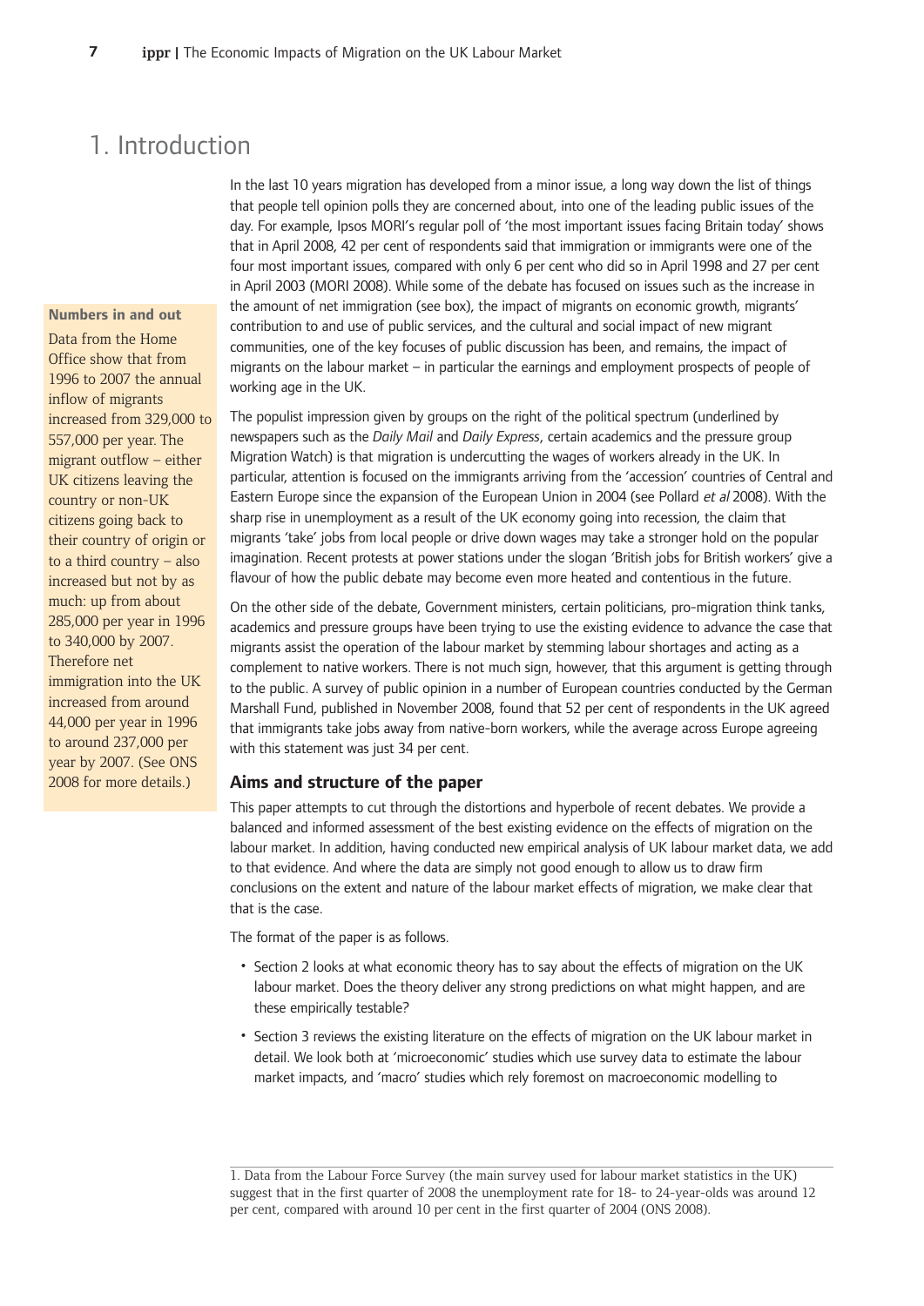# 1. Introduction

In the last 10 years migration has developed from a minor issue, a long way down the list of things that people tell opinion polls they are concerned about, into one of the leading public issues of the day. For example, Ipsos MORI's regular poll of 'the most important issues facing Britain today' shows that in April 2008, 42 per cent of respondents said that immigration or immigrants were one of the four most important issues, compared with only 6 per cent who did so in April 1998 and 27 per cent in April 2003 (MORI 2008). While some of the debate has focused on issues such as the increase in the amount of net immigration (see box), the impact of migrants on economic growth, migrants' contribution to and use of public services, and the cultural and social impact of new migrant communities, one of the key focuses of public discussion has been, and remains, the impact of migrants on the labour market – in particular the earnings and employment prospects of people of working age in the UK.

> **Numbers in and out**
>
> Data from the Home Office show that from 1996 to 2007 the annual inflow of migrants increased from 329,000 to 557,000 per year. The migrant outflow – either UK citizens leaving the country or non-UK citizens going back to their country of origin or to a third country – also increased but not by as much: up from about 285,000 per year in 1996 to 340,000 by 2007. Therefore net immigration into the UK increased from around 44,000 per year in 1996 to around 237,000 per year by 2007. (See ONS 2008 for more details.)

The populist impression given by groups on the right of the political spectrum (underlined by newspapers such as the *Daily Mail* and *Daily Express*, certain academics and the pressure group Migration Watch) is that migration is undercutting the wages of workers already in the UK. In particular, attention is focused on the immigrants arriving from the 'accession' countries of Central and Eastern Europe since the expansion of the European Union in 2004 (see Pollard *et al* 2008). With the sharp rise in unemployment as a result of the UK economy going into recession, the claim that migrants 'take' jobs from local people or drive down wages may take a stronger hold on the popular imagination. Recent protests at power stations under the slogan 'British jobs for British workers' give a flavour of how the public debate may become even more heated and contentious in the future.

On the other side of the debate, Government ministers, certain politicians, pro-migration think tanks, academics and pressure groups have been trying to use the existing evidence to advance the case that migrants assist the operation of the labour market by stemming labour shortages and acting as a complement to native workers. There is not much sign, however, that this argument is getting through to the public. A survey of public opinion in a number of European countries conducted by the German Marshall Fund, published in November 2008, found that 52 per cent of respondents in the UK agreed that immigrants take jobs away from native-born workers, while the average across Europe agreeing with this statement was just 34 per cent.

### Aims and structure of the paper

This paper attempts to cut through the distortions and hyperbole of recent debates. We provide a balanced and informed assessment of the best existing evidence on the effects of migration on the labour market. In addition, having conducted new empirical analysis of UK labour market data, we add to that evidence. And where the data are simply not good enough to allow us to draw firm conclusions on the extent and nature of the labour market effects of migration, we make clear that that is the case.

The format of the paper is as follows.

- Section 2 looks at what economic theory has to say about the effects of migration on the UK labour market. Does the theory deliver any strong predictions on what might happen, and are these empirically testable?
- Section 3 reviews the existing literature on the effects of migration on the UK labour market in detail. We look both at 'microeconomic' studies which use survey data to estimate the labour market impacts, and 'macro' studies which rely foremost on macroeconomic modelling to

1. Data from the Labour Force Survey (the main survey used for labour market statistics in the UK) suggest that in the first quarter of 2008 the unemployment rate for 18- to 24-year-olds was around 12 per cent, compared with around 10 per cent in the first quarter of 2004 (ONS 2008).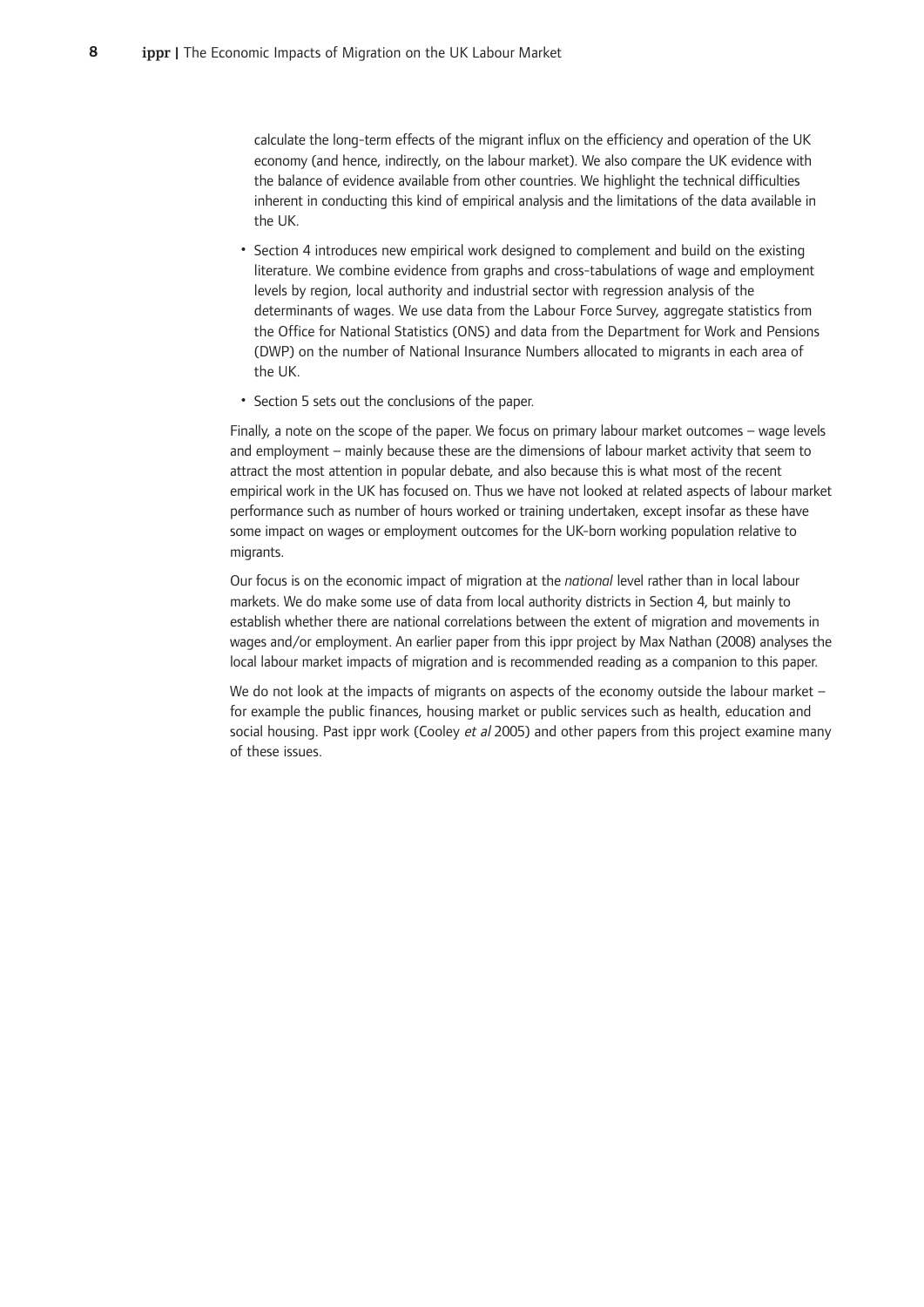calculate the long-term effects of the migrant influx on the efficiency and operation of the UK economy (and hence, indirectly, on the labour market). We also compare the UK evidence with the balance of evidence available from other countries. We highlight the technical difficulties inherent in conducting this kind of empirical analysis and the limitations of the data available in the UK.

- Section 4 introduces new empirical work designed to complement and build on the existing literature. We combine evidence from graphs and cross-tabulations of wage and employment levels by region, local authority and industrial sector with regression analysis of the determinants of wages. We use data from the Labour Force Survey, aggregate statistics from the Office for National Statistics (ONS) and data from the Department for Work and Pensions (DWP) on the number of National Insurance Numbers allocated to migrants in each area of the UK.
- Section 5 sets out the conclusions of the paper.

Finally, a note on the scope of the paper. We focus on primary labour market outcomes – wage levels and employment – mainly because these are the dimensions of labour market activity that seem to attract the most attention in popular debate, and also because this is what most of the recent empirical work in the UK has focused on. Thus we have not looked at related aspects of labour market performance such as number of hours worked or training undertaken, except insofar as these have some impact on wages or employment outcomes for the UK-born working population relative to migrants.

Our focus is on the economic impact of migration at the *national* level rather than in local labour markets. We do make some use of data from local authority districts in Section 4, but mainly to establish whether there are national correlations between the extent of migration and movements in wages and/or employment. An earlier paper from this ippr project by Max Nathan (2008) analyses the local labour market impacts of migration and is recommended reading as a companion to this paper.

We do not look at the impacts of migrants on aspects of the economy outside the labour market – for example the public finances, housing market or public services such as health, education and social housing. Past ippr work (Cooley *et al* 2005) and other papers from this project examine many of these issues.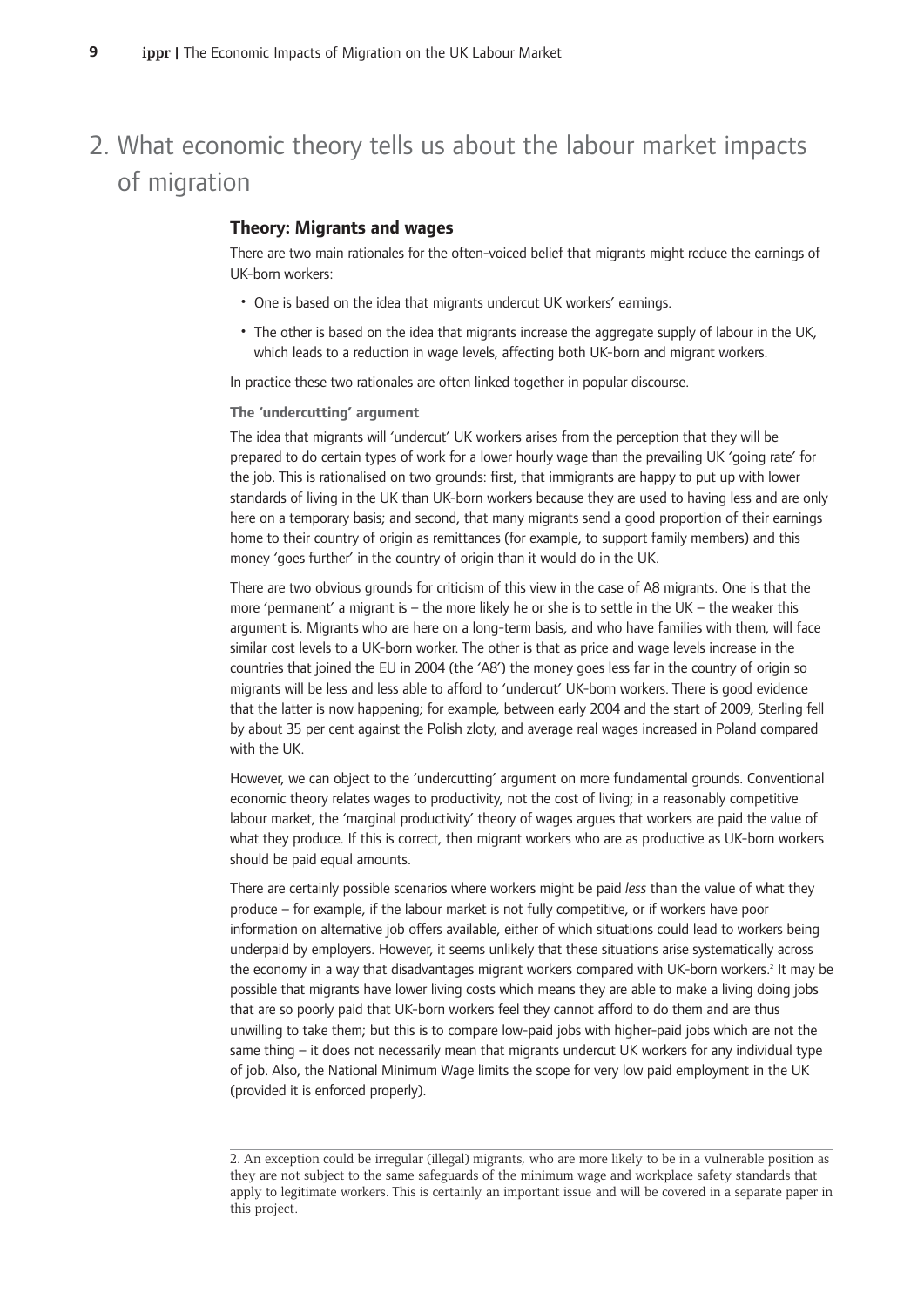# 2. What economic theory tells us about the labour market impacts of migration

## Theory: Migrants and wages

There are two main rationales for the often-voiced belief that migrants might reduce the earnings of UK-born workers:

- One is based on the idea that migrants undercut UK workers' earnings.
- The other is based on the idea that migrants increase the aggregate supply of labour in the UK, which leads to a reduction in wage levels, affecting both UK-born and migrant workers.

In practice these two rationales are often linked together in popular discourse.

### The 'undercutting' argument

The idea that migrants will 'undercut' UK workers arises from the perception that they will be prepared to do certain types of work for a lower hourly wage than the prevailing UK 'going rate' for the job. This is rationalised on two grounds: first, that immigrants are happy to put up with lower standards of living in the UK than UK-born workers because they are used to having less and are only here on a temporary basis; and second, that many migrants send a good proportion of their earnings home to their country of origin as remittances (for example, to support family members) and this money 'goes further' in the country of origin than it would do in the UK.

There are two obvious grounds for criticism of this view in the case of A8 migrants. One is that the more 'permanent' a migrant is – the more likely he or she is to settle in the UK – the weaker this argument is. Migrants who are here on a long-term basis, and who have families with them, will face similar cost levels to a UK-born worker. The other is that as price and wage levels increase in the countries that joined the EU in 2004 (the 'A8') the money goes less far in the country of origin so migrants will be less and less able to afford to 'undercut' UK-born workers. There is good evidence that the latter is now happening; for example, between early 2004 and the start of 2009, Sterling fell by about 35 per cent against the Polish zloty, and average real wages increased in Poland compared with the UK.

However, we can object to the 'undercutting' argument on more fundamental grounds. Conventional economic theory relates wages to productivity, not the cost of living; in a reasonably competitive labour market, the 'marginal productivity' theory of wages argues that workers are paid the value of what they produce. If this is correct, then migrant workers who are as productive as UK-born workers should be paid equal amounts.

There are certainly possible scenarios where workers might be paid *less* than the value of what they produce – for example, if the labour market is not fully competitive, or if workers have poor information on alternative job offers available, either of which situations could lead to workers being underpaid by employers. However, it seems unlikely that these situations arise systematically across the economy in a way that disadvantages migrant workers compared with UK-born workers.[2] It may be possible that migrants have lower living costs which means they are able to make a living doing jobs that are so poorly paid that UK-born workers feel they cannot afford to do them and are thus unwilling to take them; but this is to compare low-paid jobs with higher-paid jobs which are not the same thing – it does not necessarily mean that migrants undercut UK workers for any individual type of job. Also, the National Minimum Wage limits the scope for very low paid employment in the UK (provided it is enforced properly).

---

2. An exception could be irregular (illegal) migrants, who are more likely to be in a vulnerable position as they are not subject to the same safeguards of the minimum wage and workplace safety standards that apply to legitimate workers. This is certainly an important issue and will be covered in a separate paper in this project.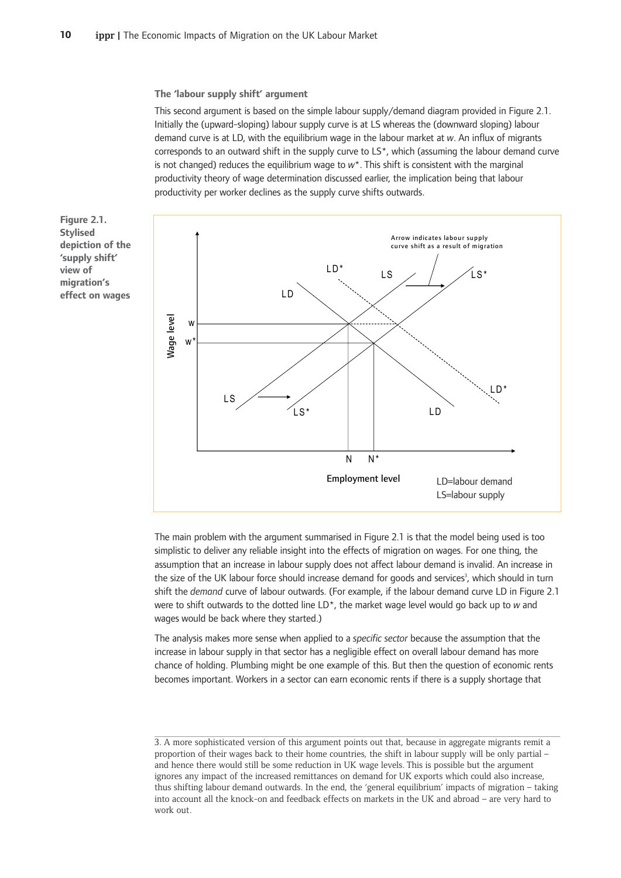### The 'labour supply shift' argument

This second argument is based on the simple labour supply/demand diagram provided in Figure 2.1. Initially the (upward-sloping) labour supply curve is at LS whereas the (downward sloping) labour demand curve is at LD, with the equilibrium wage in the labour market at *w*. An influx of migrants corresponds to an outward shift in the supply curve to LS*, which (assuming the labour demand curve is not changed) reduces the equilibrium wage to *w**. This shift is consistent with the marginal productivity theory of wage determination discussed earlier, the implication being that labour productivity per worker declines as the supply curve shifts outwards.

**Figure 2.1. Stylised depiction of the 'supply shift' view of migration's effect on wages**

The main problem with the argument summarised in Figure 2.1 is that the model being used is too simplistic to deliver any reliable insight into the effects of migration on wages. For one thing, the assumption that an increase in labour supply does not affect labour demand is invalid. An increase in the size of the UK labour force should increase demand for goods and services[3], which should in turn shift the *demand* curve of labour outwards. (For example, if the labour demand curve LD in Figure 2.1 were to shift outwards to the dotted line LD*, the market wage level would go back up to *w* and wages would be back where they started.)

The analysis makes more sense when applied to a *specific sector* because the assumption that the increase in labour supply in that sector has a negligible effect on overall labour demand has more chance of holding. Plumbing might be one example of this. But then the question of economic rents becomes important. Workers in a sector can earn economic rents if there is a supply shortage that

3. A more sophisticated version of this argument points out that, because in aggregate migrants remit a proportion of their wages back to their home countries, the shift in labour supply will be only partial – and hence there would still be some reduction in UK wage levels. This is possible but the argument ignores any impact of the increased remittances on demand for UK exports which could also increase, thus shifting labour demand outwards. In the end, the 'general equilibrium' impacts of migration – taking into account all the knock-on and feedback effects on markets in the UK and abroad – are very hard to work out.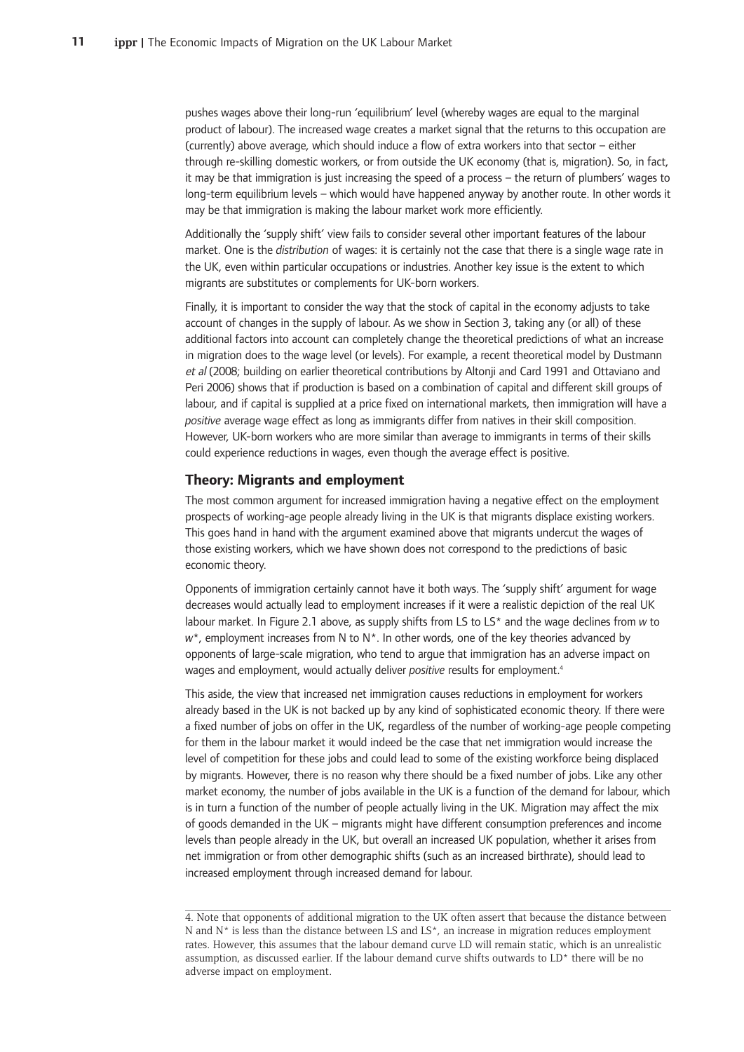pushes wages above their long-run 'equilibrium' level (whereby wages are equal to the marginal product of labour). The increased wage creates a market signal that the returns to this occupation are (currently) above average, which should induce a flow of extra workers into that sector – either through re-skilling domestic workers, or from outside the UK economy (that is, migration). So, in fact, it may be that immigration is just increasing the speed of a process – the return of plumbers' wages to long-term equilibrium levels – which would have happened anyway by another route. In other words it may be that immigration is making the labour market work more efficiently.

Additionally the 'supply shift' view fails to consider several other important features of the labour market. One is the *distribution* of wages: it is certainly not the case that there is a single wage rate in the UK, even within particular occupations or industries. Another key issue is the extent to which migrants are substitutes or complements for UK-born workers.

Finally, it is important to consider the way that the stock of capital in the economy adjusts to take account of changes in the supply of labour. As we show in Section 3, taking any (or all) of these additional factors into account can completely change the theoretical predictions of what an increase in migration does to the wage level (or levels). For example, a recent theoretical model by Dustmann *et al* (2008; building on earlier theoretical contributions by Altonji and Card 1991 and Ottaviano and Peri 2006) shows that if production is based on a combination of capital and different skill groups of labour, and if capital is supplied at a price fixed on international markets, then immigration will have a *positive* average wage effect as long as immigrants differ from natives in their skill composition. However, UK-born workers who are more similar than average to immigrants in terms of their skills could experience reductions in wages, even though the average effect is positive.

## Theory: Migrants and employment

The most common argument for increased immigration having a negative effect on the employment prospects of working-age people already living in the UK is that migrants displace existing workers. This goes hand in hand with the argument examined above that migrants undercut the wages of those existing workers, which we have shown does not correspond to the predictions of basic economic theory.

Opponents of immigration certainly cannot have it both ways. The 'supply shift' argument for wage decreases would actually lead to employment increases if it were a realistic depiction of the real UK labour market. In Figure 2.1 above, as supply shifts from LS to LS* and the wage declines from $w$ to $w^*$, employment increases from N to N*. In other words, one of the key theories advanced by opponents of large-scale migration, who tend to argue that immigration has an adverse impact on wages and employment, would actually deliver *positive* results for employment.[4]

This aside, the view that increased net immigration causes reductions in employment for workers already based in the UK is not backed up by any kind of sophisticated economic theory. If there were a fixed number of jobs on offer in the UK, regardless of the number of working-age people competing for them in the labour market it would indeed be the case that net immigration would increase the level of competition for these jobs and could lead to some of the existing workforce being displaced by migrants. However, there is no reason why there should be a fixed number of jobs. Like any other market economy, the number of jobs available in the UK is a function of the demand for labour, which is in turn a function of the number of people actually living in the UK. Migration may affect the mix of goods demanded in the UK – migrants might have different consumption preferences and income levels than people already in the UK, but overall an increased UK population, whether it arises from net immigration or from other demographic shifts (such as an increased birthrate), should lead to increased employment through increased demand for labour.

---

4. Note that opponents of additional migration to the UK often assert that because the distance between N and N* is less than the distance between LS and LS*, an increase in migration reduces employment rates. However, this assumes that the labour demand curve LD will remain static, which is an unrealistic assumption, as discussed earlier. If the labour demand curve shifts outwards to LD* there will be no adverse impact on employment.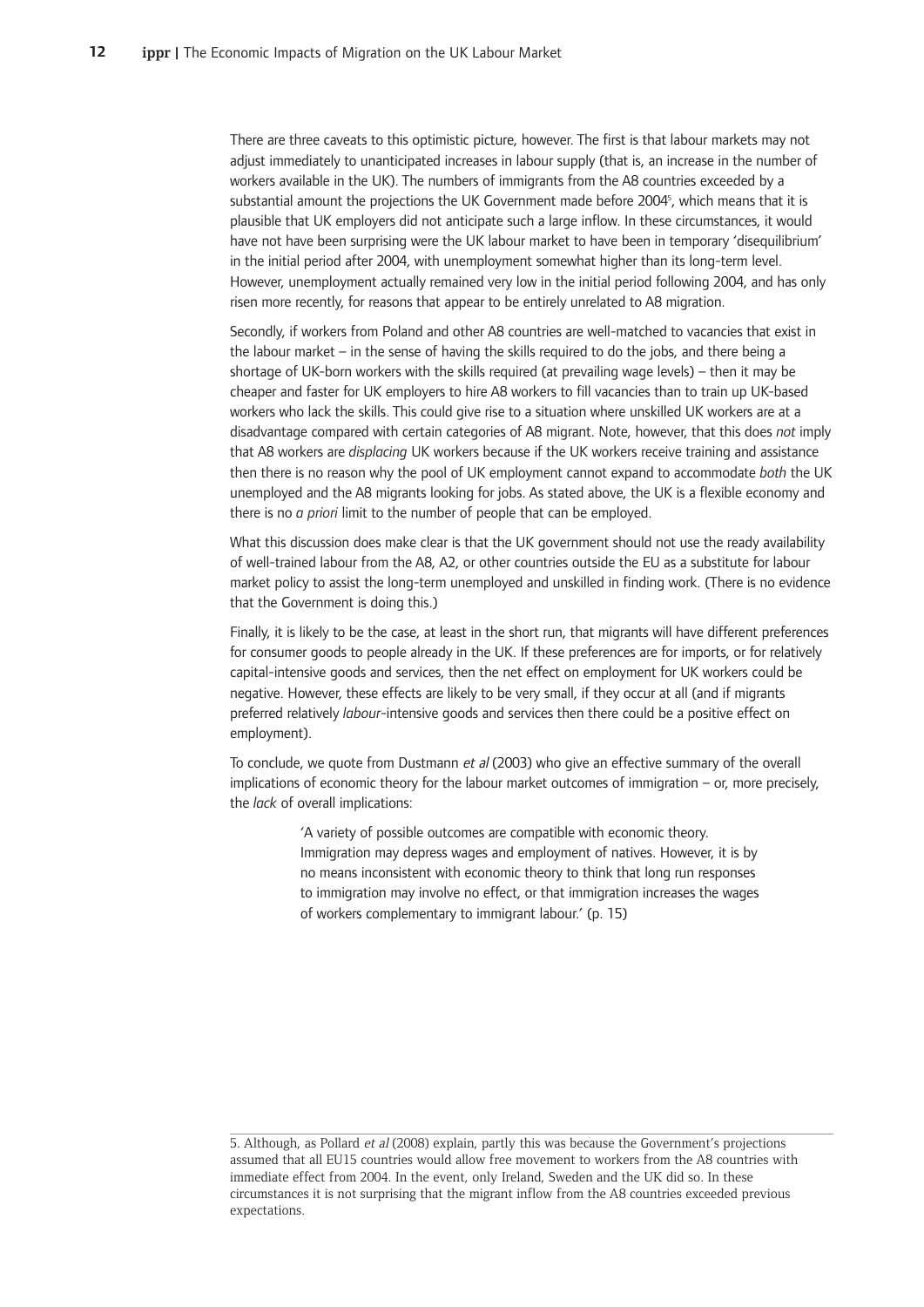There are three caveats to this optimistic picture, however. The first is that labour markets may not adjust immediately to unanticipated increases in labour supply (that is, an increase in the number of workers available in the UK). The numbers of immigrants from the A8 countries exceeded by a substantial amount the projections the UK Government made before 2004[5], which means that it is plausible that UK employers did not anticipate such a large inflow. In these circumstances, it would have not have been surprising were the UK labour market to have been in temporary 'disequilibrium' in the initial period after 2004, with unemployment somewhat higher than its long-term level. However, unemployment actually remained very low in the initial period following 2004, and has only risen more recently, for reasons that appear to be entirely unrelated to A8 migration.

Secondly, if workers from Poland and other A8 countries are well-matched to vacancies that exist in the labour market – in the sense of having the skills required to do the jobs, and there being a shortage of UK-born workers with the skills required (at prevailing wage levels) – then it may be cheaper and faster for UK employers to hire A8 workers to fill vacancies than to train up UK-based workers who lack the skills. This could give rise to a situation where unskilled UK workers are at a disadvantage compared with certain categories of A8 migrant. Note, however, that this does *not* imply that A8 workers are *displacing* UK workers because if the UK workers receive training and assistance then there is no reason why the pool of UK employment cannot expand to accommodate *both* the UK unemployed and the A8 migrants looking for jobs. As stated above, the UK is a flexible economy and there is no *a priori* limit to the number of people that can be employed.

What this discussion does make clear is that the UK government should not use the ready availability of well-trained labour from the A8, A2, or other countries outside the EU as a substitute for labour market policy to assist the long-term unemployed and unskilled in finding work. (There is no evidence that the Government is doing this.)

Finally, it is likely to be the case, at least in the short run, that migrants will have different preferences for consumer goods to people already in the UK. If these preferences are for imports, or for relatively capital-intensive goods and services, then the net effect on employment for UK workers could be negative. However, these effects are likely to be very small, if they occur at all (and if migrants preferred relatively *labour*-intensive goods and services then there could be a positive effect on employment).

To conclude, we quote from Dustmann *et al* (2003) who give an effective summary of the overall implications of economic theory for the labour market outcomes of immigration – or, more precisely, the *lack* of overall implications:

> 'A variety of possible outcomes are compatible with economic theory. Immigration may depress wages and employment of natives. However, it is by no means inconsistent with economic theory to think that long run responses to immigration may involve no effect, or that immigration increases the wages of workers complementary to immigrant labour.' (p. 15)

---

5. Although, as Pollard *et al* (2008) explain, partly this was because the Government's projections assumed that all EU15 countries would allow free movement to workers from the A8 countries with immediate effect from 2004. In the event, only Ireland, Sweden and the UK did so. In these circumstances it is not surprising that the migrant inflow from the A8 countries exceeded previous expectations.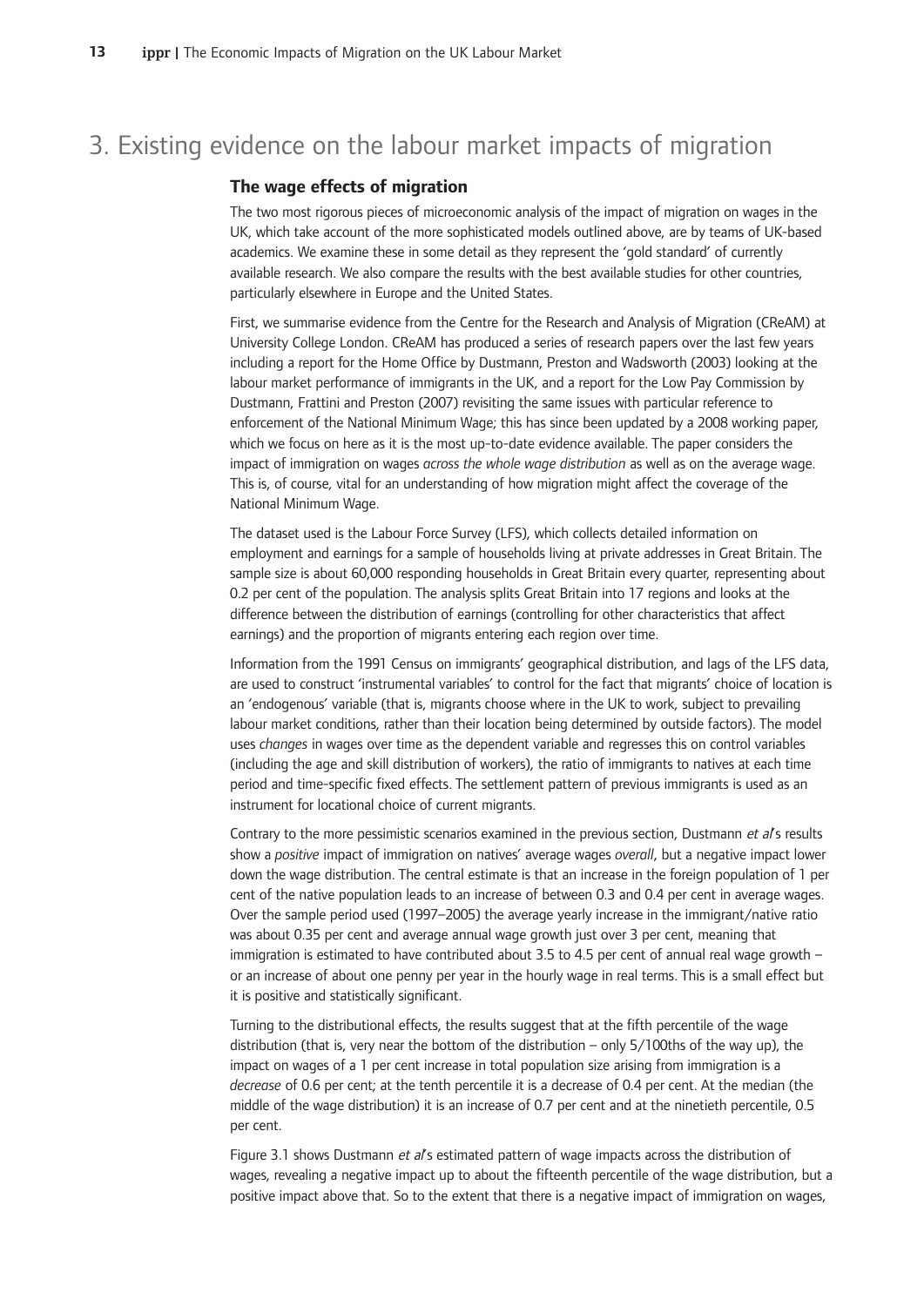# 3. Existing evidence on the labour market impacts of migration

## The wage effects of migration

The two most rigorous pieces of microeconomic analysis of the impact of migration on wages in the UK, which take account of the more sophisticated models outlined above, are by teams of UK-based academics. We examine these in some detail as they represent the 'gold standard' of currently available research. We also compare the results with the best available studies for other countries, particularly elsewhere in Europe and the United States.

First, we summarise evidence from the Centre for the Research and Analysis of Migration (CReAM) at University College London. CReAM has produced a series of research papers over the last few years including a report for the Home Office by Dustmann, Preston and Wadsworth (2003) looking at the labour market performance of immigrants in the UK, and a report for the Low Pay Commission by Dustmann, Frattini and Preston (2007) revisiting the same issues with particular reference to enforcement of the National Minimum Wage; this has since been updated by a 2008 working paper, which we focus on here as it is the most up-to-date evidence available. The paper considers the impact of immigration on wages *across the whole wage distribution* as well as on the average wage. This is, of course, vital for an understanding of how migration might affect the coverage of the National Minimum Wage.

The dataset used is the Labour Force Survey (LFS), which collects detailed information on employment and earnings for a sample of households living at private addresses in Great Britain. The sample size is about 60,000 responding households in Great Britain every quarter, representing about 0.2 per cent of the population. The analysis splits Great Britain into 17 regions and looks at the difference between the distribution of earnings (controlling for other characteristics that affect earnings) and the proportion of migrants entering each region over time.

Information from the 1991 Census on immigrants' geographical distribution, and lags of the LFS data, are used to construct 'instrumental variables' to control for the fact that migrants' choice of location is an 'endogenous' variable (that is, migrants choose where in the UK to work, subject to prevailing labour market conditions, rather than their location being determined by outside factors). The model uses *changes* in wages over time as the dependent variable and regresses this on control variables (including the age and skill distribution of workers), the ratio of immigrants to natives at each time period and time-specific fixed effects. The settlement pattern of previous immigrants is used as an instrument for locational choice of current migrants.

Contrary to the more pessimistic scenarios examined in the previous section, Dustmann *et al*'s results show a *positive* impact of immigration on natives' average wages *overall*, but a negative impact lower down the wage distribution. The central estimate is that an increase in the foreign population of 1 per cent of the native population leads to an increase of between 0.3 and 0.4 per cent in average wages. Over the sample period used (1997–2005) the average yearly increase in the immigrant/native ratio was about 0.35 per cent and average annual wage growth just over 3 per cent, meaning that immigration is estimated to have contributed about 3.5 to 4.5 per cent of annual real wage growth – or an increase of about one penny per year in the hourly wage in real terms. This is a small effect but it is positive and statistically significant.

Turning to the distributional effects, the results suggest that at the fifth percentile of the wage distribution (that is, very near the bottom of the distribution – only 5/100ths of the way up), the impact on wages of a 1 per cent increase in total population size arising from immigration is a *decrease* of 0.6 per cent; at the tenth percentile it is a decrease of 0.4 per cent. At the median (the middle of the wage distribution) it is an increase of 0.7 per cent and at the ninetieth percentile, 0.5 per cent.

Figure 3.1 shows Dustmann *et al*'s estimated pattern of wage impacts across the distribution of wages, revealing a negative impact up to about the fifteenth percentile of the wage distribution, but a positive impact above that. So to the extent that there is a negative impact of immigration on wages,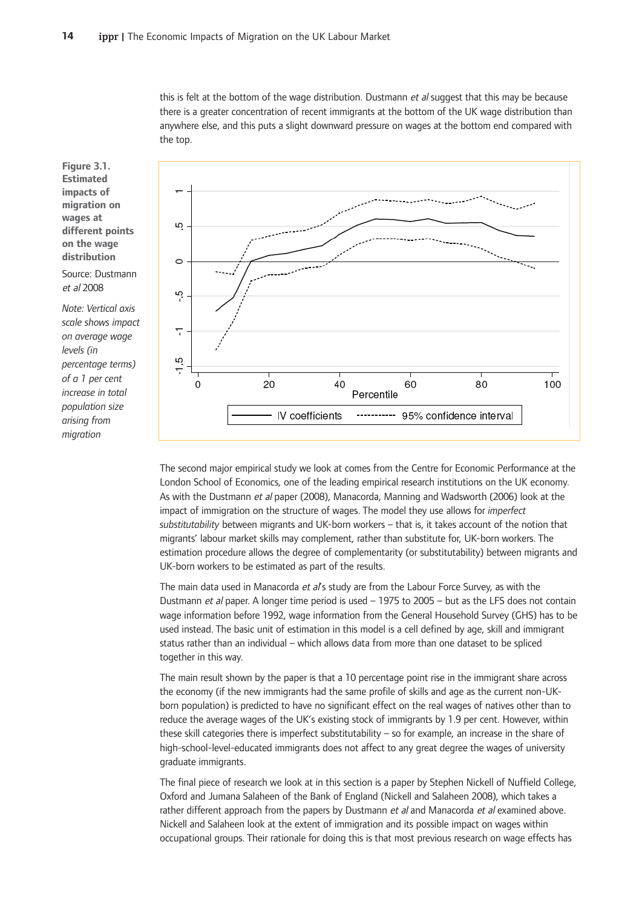this is felt at the bottom of the wage distribution. Dustmann *et al* suggest that this may be because there is a greater concentration of recent immigrants at the bottom of the UK wage distribution than anywhere else, and this puts a slight downward pressure on wages at the bottom end compared with the top.

**Figure 3.1. Estimated impacts of migration on wages at different points on the wage distribution**

Source: Dustmann *et al* 2008

*Note: Vertical axis scale shows impact on average wage levels (in percentage terms) of a 1 per cent increase in total population size arising from migration*

The second major empirical study we look at comes from the Centre for Economic Performance at the London School of Economics, one of the leading empirical research institutions on the UK economy. As with the Dustmann *et al* paper (2008), Manacorda, Manning and Wadsworth (2006) look at the impact of immigration on the structure of wages. The model they use allows for *imperfect substitutability* between migrants and UK-born workers – that is, it takes account of the notion that migrants' labour market skills may complement, rather than substitute for, UK-born workers. The estimation procedure allows the degree of complementarity (or substitutability) between migrants and UK-born workers to be estimated as part of the results.

The main data used in Manacorda *et al*'s study are from the Labour Force Survey, as with the Dustmann *et al* paper. A longer time period is used – 1975 to 2005 – but as the LFS does not contain wage information before 1992, wage information from the General Household Survey (GHS) has to be used instead. The basic unit of estimation in this model is a cell defined by age, skill and immigrant status rather than an individual – which allows data from more than one dataset to be spliced together in this way.

The main result shown by the paper is that a 10 percentage point rise in the immigrant share across the economy (if the new immigrants had the same profile of skills and age as the current non-UK-born population) is predicted to have no significant effect on the real wages of natives other than to reduce the average wages of the UK's existing stock of immigrants by 1.9 per cent. However, within these skill categories there is imperfect substitutability – so for example, an increase in the share of high-school-level-educated immigrants does not affect to any great degree the wages of university graduate immigrants.

The final piece of research we look at in this section is a paper by Stephen Nickell of Nuffield College, Oxford and Jumana Salaheen of the Bank of England (Nickell and Salaheen 2008), which takes a rather different approach from the papers by Dustmann *et al* and Manacorda *et al* examined above. Nickell and Salaheen look at the extent of immigration and its possible impact on wages within occupational groups. Their rationale for doing this is that most previous research on wage effects has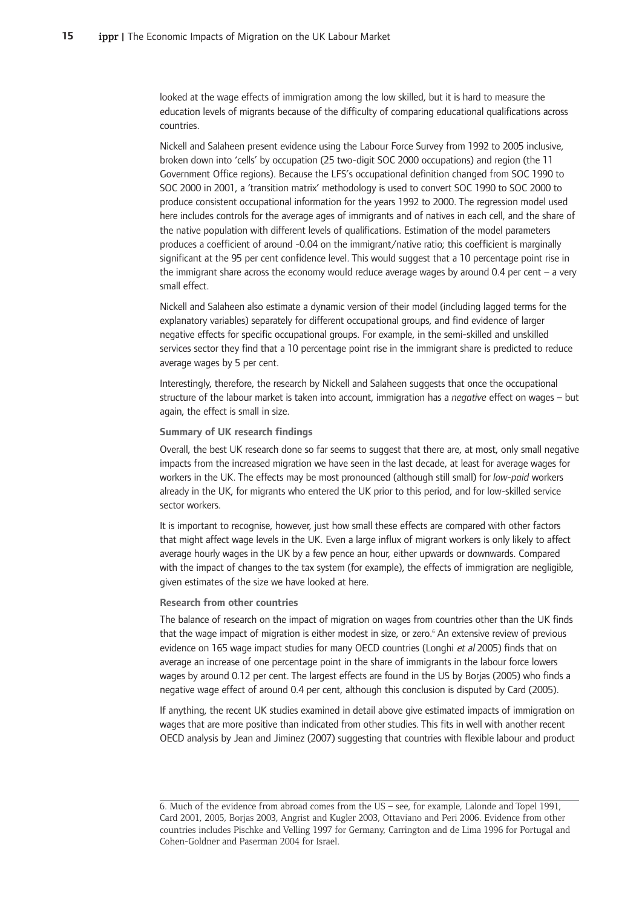looked at the wage effects of immigration among the low skilled, but it is hard to measure the education levels of migrants because of the difficulty of comparing educational qualifications across countries.

Nickell and Salaheen present evidence using the Labour Force Survey from 1992 to 2005 inclusive, broken down into 'cells' by occupation (25 two-digit SOC 2000 occupations) and region (the 11 Government Office regions). Because the LFS's occupational definition changed from SOC 1990 to SOC 2000 in 2001, a 'transition matrix' methodology is used to convert SOC 1990 to SOC 2000 to produce consistent occupational information for the years 1992 to 2000. The regression model used here includes controls for the average ages of immigrants and of natives in each cell, and the share of the native population with different levels of qualifications. Estimation of the model parameters produces a coefficient of around -0.04 on the immigrant/native ratio; this coefficient is marginally significant at the 95 per cent confidence level. This would suggest that a 10 percentage point rise in the immigrant share across the economy would reduce average wages by around 0.4 per cent – a very small effect.

Nickell and Salaheen also estimate a dynamic version of their model (including lagged terms for the explanatory variables) separately for different occupational groups, and find evidence of larger negative effects for specific occupational groups. For example, in the semi-skilled and unskilled services sector they find that a 10 percentage point rise in the immigrant share is predicted to reduce average wages by 5 per cent.

Interestingly, therefore, the research by Nickell and Salaheen suggests that once the occupational structure of the labour market is taken into account, immigration has a *negative* effect on wages – but again, the effect is small in size.

### Summary of UK research findings

Overall, the best UK research done so far seems to suggest that there are, at most, only small negative impacts from the increased migration we have seen in the last decade, at least for average wages for workers in the UK. The effects may be most pronounced (although still small) for *low-paid* workers already in the UK, for migrants who entered the UK prior to this period, and for low-skilled service sector workers.

It is important to recognise, however, just how small these effects are compared with other factors that might affect wage levels in the UK. Even a large influx of migrant workers is only likely to affect average hourly wages in the UK by a few pence an hour, either upwards or downwards. Compared with the impact of changes to the tax system (for example), the effects of immigration are negligible, given estimates of the size we have looked at here.

### Research from other countries

The balance of research on the impact of migration on wages from countries other than the UK finds that the wage impact of migration is either modest in size, or zero.[6] An extensive review of previous evidence on 165 wage impact studies for many OECD countries (Longhi *et al* 2005) finds that on average an increase of one percentage point in the share of immigrants in the labour force lowers wages by around 0.12 per cent. The largest effects are found in the US by Borjas (2005) who finds a negative wage effect of around 0.4 per cent, although this conclusion is disputed by Card (2005).

If anything, the recent UK studies examined in detail above give estimated impacts of immigration on wages that are more positive than indicated from other studies. This fits in well with another recent OECD analysis by Jean and Jiminez (2007) suggesting that countries with flexible labour and product

---

6. Much of the evidence from abroad comes from the US – see, for example, Lalonde and Topel 1991, Card 2001, 2005, Borjas 2003, Angrist and Kugler 2003, Ottaviano and Peri 2006. Evidence from other countries includes Pischke and Velling 1997 for Germany, Carrington and de Lima 1996 for Portugal and Cohen-Goldner and Paserman 2004 for Israel.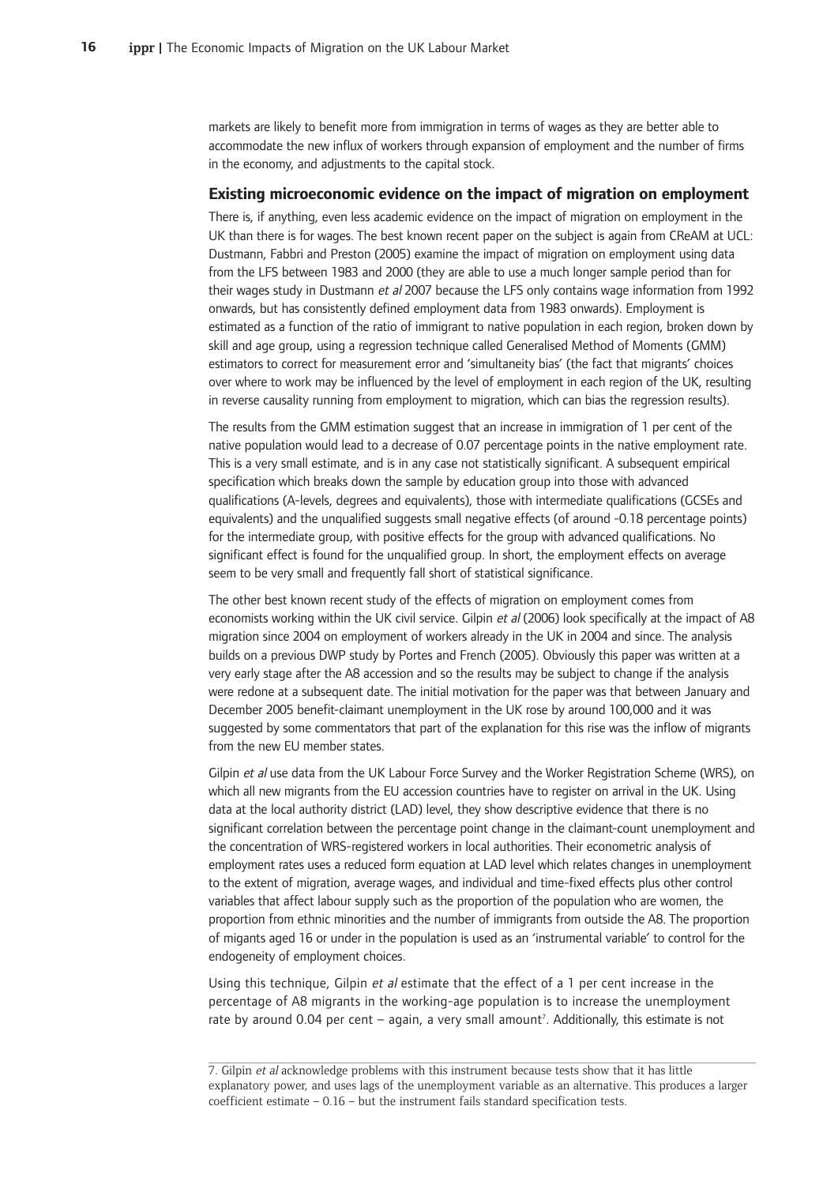markets are likely to benefit more from immigration in terms of wages as they are better able to accommodate the new influx of workers through expansion of employment and the number of firms in the economy, and adjustments to the capital stock.

### Existing microeconomic evidence on the impact of migration on employment

There is, if anything, even less academic evidence on the impact of migration on employment in the UK than there is for wages. The best known recent paper on the subject is again from CReAM at UCL: Dustmann, Fabbri and Preston (2005) examine the impact of migration on employment using data from the LFS between 1983 and 2000 (they are able to use a much longer sample period than for their wages study in Dustmann *et al* 2007 because the LFS only contains wage information from 1992 onwards, but has consistently defined employment data from 1983 onwards). Employment is estimated as a function of the ratio of immigrant to native population in each region, broken down by skill and age group, using a regression technique called Generalised Method of Moments (GMM) estimators to correct for measurement error and 'simultaneity bias' (the fact that migrants' choices over where to work may be influenced by the level of employment in each region of the UK, resulting in reverse causality running from employment to migration, which can bias the regression results).

The results from the GMM estimation suggest that an increase in immigration of 1 per cent of the native population would lead to a decrease of 0.07 percentage points in the native employment rate. This is a very small estimate, and is in any case not statistically significant. A subsequent empirical specification which breaks down the sample by education group into those with advanced qualifications (A-levels, degrees and equivalents), those with intermediate qualifications (GCSEs and equivalents) and the unqualified suggests small negative effects (of around -0.18 percentage points) for the intermediate group, with positive effects for the group with advanced qualifications. No significant effect is found for the unqualified group. In short, the employment effects on average seem to be very small and frequently fall short of statistical significance.

The other best known recent study of the effects of migration on employment comes from economists working within the UK civil service. Gilpin *et al* (2006) look specifically at the impact of A8 migration since 2004 on employment of workers already in the UK in 2004 and since. The analysis builds on a previous DWP study by Portes and French (2005). Obviously this paper was written at a very early stage after the A8 accession and so the results may be subject to change if the analysis were redone at a subsequent date. The initial motivation for the paper was that between January and December 2005 benefit-claimant unemployment in the UK rose by around 100,000 and it was suggested by some commentators that part of the explanation for this rise was the inflow of migrants from the new EU member states.

Gilpin *et al* use data from the UK Labour Force Survey and the Worker Registration Scheme (WRS), on which all new migrants from the EU accession countries have to register on arrival in the UK. Using data at the local authority district (LAD) level, they show descriptive evidence that there is no significant correlation between the percentage point change in the claimant-count unemployment and the concentration of WRS-registered workers in local authorities. Their econometric analysis of employment rates uses a reduced form equation at LAD level which relates changes in unemployment to the extent of migration, average wages, and individual and time-fixed effects plus other control variables that affect labour supply such as the proportion of the population who are women, the proportion from ethnic minorities and the number of immigrants from outside the A8. The proportion of migants aged 16 or under in the population is used as an 'instrumental variable' to control for the endogeneity of employment choices.

Using this technique, Gilpin *et al* estimate that the effect of a 1 per cent increase in the percentage of A8 migrants in the working-age population is to increase the unemployment rate by around 0.04 per cent – again, a very small amount[7]. Additionally, this estimate is not

7. Gilpin *et al* acknowledge problems with this instrument because tests show that it has little explanatory power, and uses lags of the unemployment variable as an alternative. This produces a larger coefficient estimate – 0.16 – but the instrument fails standard specification tests.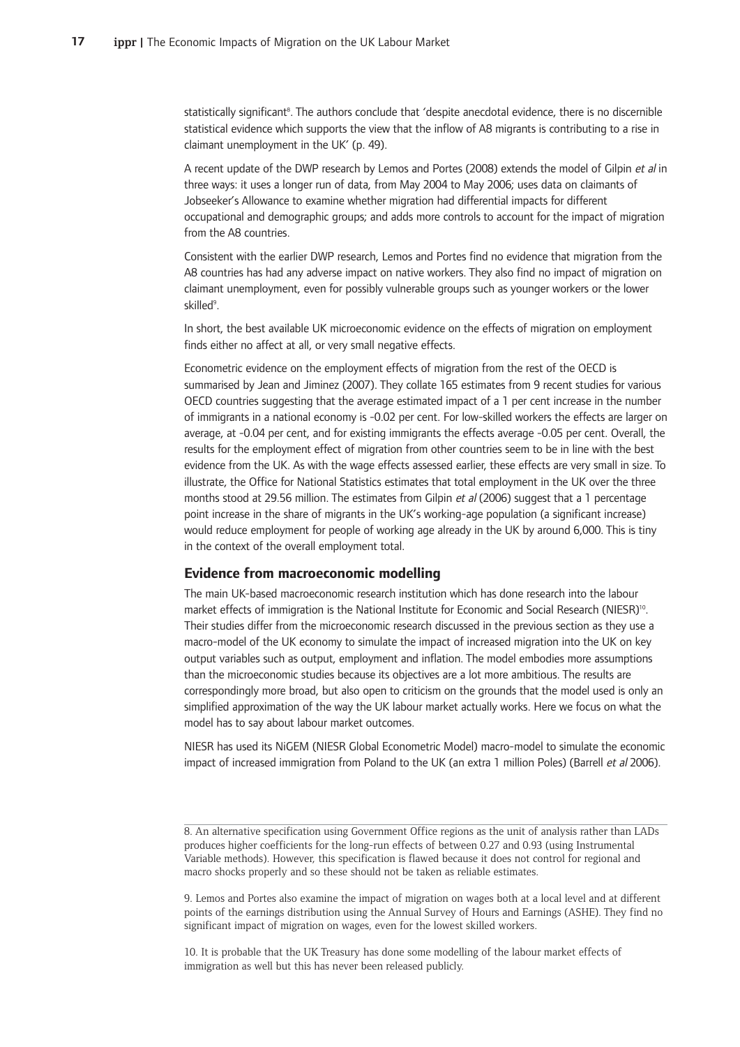statistically significant[8]. The authors conclude that 'despite anecdotal evidence, there is no discernible statistical evidence which supports the view that the inflow of A8 migrants is contributing to a rise in claimant unemployment in the UK' (p. 49).

A recent update of the DWP research by Lemos and Portes (2008) extends the model of Gilpin *et al* in three ways: it uses a longer run of data, from May 2004 to May 2006; uses data on claimants of Jobseeker's Allowance to examine whether migration had differential impacts for different occupational and demographic groups; and adds more controls to account for the impact of migration from the A8 countries.

Consistent with the earlier DWP research, Lemos and Portes find no evidence that migration from the A8 countries has had any adverse impact on native workers. They also find no impact of migration on claimant unemployment, even for possibly vulnerable groups such as younger workers or the lower skilled[9].

In short, the best available UK microeconomic evidence on the effects of migration on employment finds either no affect at all, or very small negative effects.

Econometric evidence on the employment effects of migration from the rest of the OECD is summarised by Jean and Jiminez (2007). They collate 165 estimates from 9 recent studies for various OECD countries suggesting that the average estimated impact of a 1 per cent increase in the number of immigrants in a national economy is -0.02 per cent. For low-skilled workers the effects are larger on average, at -0.04 per cent, and for existing immigrants the effects average -0.05 per cent. Overall, the results for the employment effect of migration from other countries seem to be in line with the best evidence from the UK. As with the wage effects assessed earlier, these effects are very small in size. To illustrate, the Office for National Statistics estimates that total employment in the UK over the three months stood at 29.56 million. The estimates from Gilpin *et al* (2006) suggest that a 1 percentage point increase in the share of migrants in the UK's working-age population (a significant increase) would reduce employment for people of working age already in the UK by around 6,000. This is tiny in the context of the overall employment total.

## Evidence from macroeconomic modelling

The main UK-based macroeconomic research institution which has done research into the labour market effects of immigration is the National Institute for Economic and Social Research (NIESR)[10]. Their studies differ from the microeconomic research discussed in the previous section as they use a macro-model of the UK economy to simulate the impact of increased migration into the UK on key output variables such as output, employment and inflation. The model embodies more assumptions than the microeconomic studies because its objectives are a lot more ambitious. The results are correspondingly more broad, but also open to criticism on the grounds that the model used is only an simplified approximation of the way the UK labour market actually works. Here we focus on what the model has to say about labour market outcomes.

NIESR has used its NiGEM (NIESR Global Econometric Model) macro-model to simulate the economic impact of increased immigration from Poland to the UK (an extra 1 million Poles) (Barrell *et al* 2006).

---

8. An alternative specification using Government Office regions as the unit of analysis rather than LADs produces higher coefficients for the long-run effects of between 0.27 and 0.93 (using Instrumental Variable methods). However, this specification is flawed because it does not control for regional and macro shocks properly and so these should not be taken as reliable estimates.

9. Lemos and Portes also examine the impact of migration on wages both at a local level and at different points of the earnings distribution using the Annual Survey of Hours and Earnings (ASHE). They find no significant impact of migration on wages, even for the lowest skilled workers.

10. It is probable that the UK Treasury has done some modelling of the labour market effects of immigration as well but this has never been released publicly.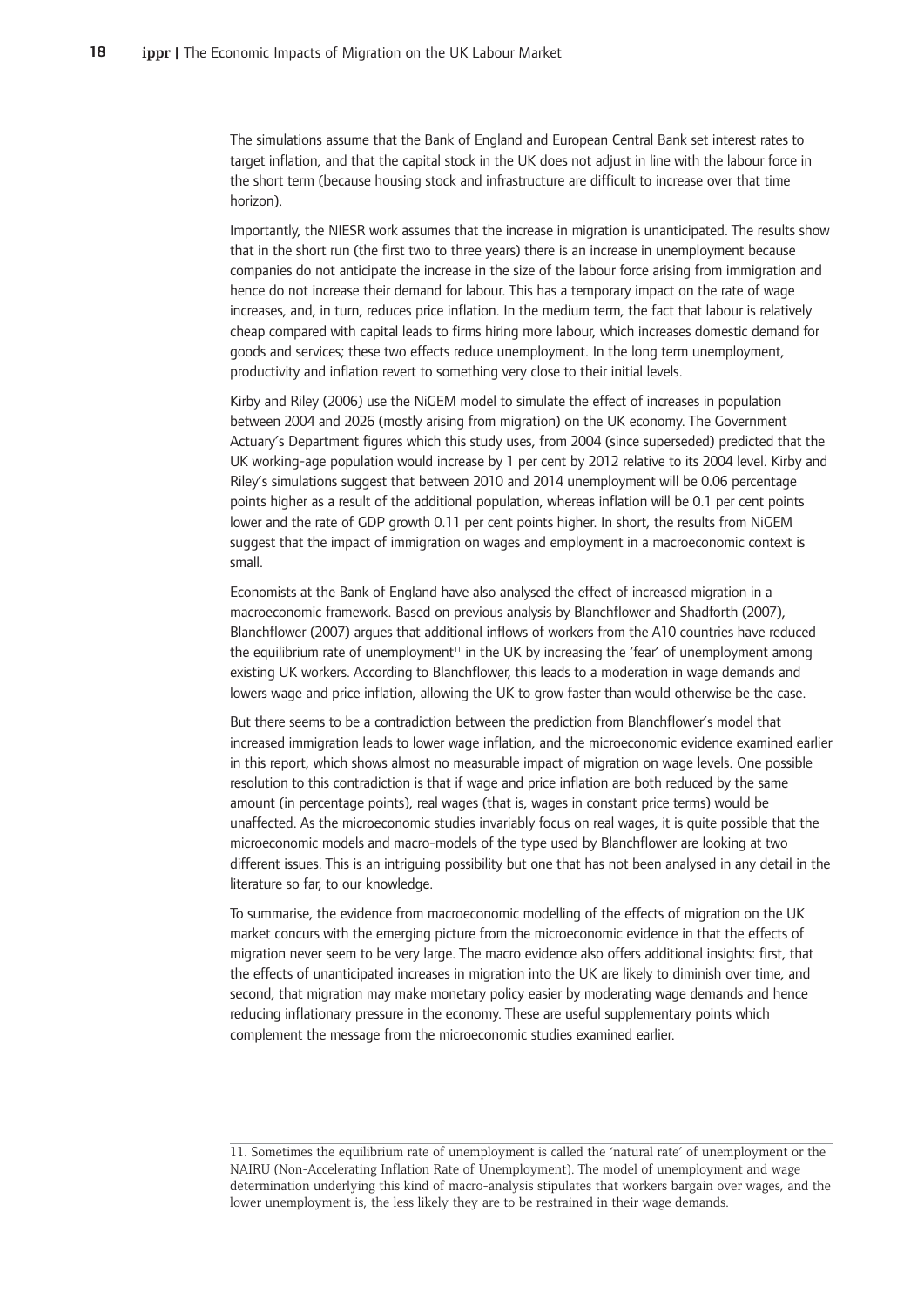The simulations assume that the Bank of England and European Central Bank set interest rates to target inflation, and that the capital stock in the UK does not adjust in line with the labour force in the short term (because housing stock and infrastructure are difficult to increase over that time horizon).

Importantly, the NIESR work assumes that the increase in migration is unanticipated. The results show that in the short run (the first two to three years) there is an increase in unemployment because companies do not anticipate the increase in the size of the labour force arising from immigration and hence do not increase their demand for labour. This has a temporary impact on the rate of wage increases, and, in turn, reduces price inflation. In the medium term, the fact that labour is relatively cheap compared with capital leads to firms hiring more labour, which increases domestic demand for goods and services; these two effects reduce unemployment. In the long term unemployment, productivity and inflation revert to something very close to their initial levels.

Kirby and Riley (2006) use the NiGEM model to simulate the effect of increases in population between 2004 and 2026 (mostly arising from migration) on the UK economy. The Government Actuary's Department figures which this study uses, from 2004 (since superseded) predicted that the UK working-age population would increase by 1 per cent by 2012 relative to its 2004 level. Kirby and Riley's simulations suggest that between 2010 and 2014 unemployment will be 0.06 percentage points higher as a result of the additional population, whereas inflation will be 0.1 per cent points lower and the rate of GDP growth 0.11 per cent points higher. In short, the results from NiGEM suggest that the impact of immigration on wages and employment in a macroeconomic context is small.

Economists at the Bank of England have also analysed the effect of increased migration in a macroeconomic framework. Based on previous analysis by Blanchflower and Shadforth (2007), Blanchflower (2007) argues that additional inflows of workers from the A10 countries have reduced the equilibrium rate of unemployment[11] in the UK by increasing the 'fear' of unemployment among existing UK workers. According to Blanchflower, this leads to a moderation in wage demands and lowers wage and price inflation, allowing the UK to grow faster than would otherwise be the case.

But there seems to be a contradiction between the prediction from Blanchflower's model that increased immigration leads to lower wage inflation, and the microeconomic evidence examined earlier in this report, which shows almost no measurable impact of migration on wage levels. One possible resolution to this contradiction is that if wage and price inflation are both reduced by the same amount (in percentage points), real wages (that is, wages in constant price terms) would be unaffected. As the microeconomic studies invariably focus on real wages, it is quite possible that the microeconomic models and macro-models of the type used by Blanchflower are looking at two different issues. This is an intriguing possibility but one that has not been analysed in any detail in the literature so far, to our knowledge.

To summarise, the evidence from macroeconomic modelling of the effects of migration on the UK market concurs with the emerging picture from the microeconomic evidence in that the effects of migration never seem to be very large. The macro evidence also offers additional insights: first, that the effects of unanticipated increases in migration into the UK are likely to diminish over time, and second, that migration may make monetary policy easier by moderating wage demands and hence reducing inflationary pressure in the economy. These are useful supplementary points which complement the message from the microeconomic studies examined earlier.

---

11. Sometimes the equilibrium rate of unemployment is called the 'natural rate' of unemployment or the NAIRU (Non-Accelerating Inflation Rate of Unemployment). The model of unemployment and wage determination underlying this kind of macro-analysis stipulates that workers bargain over wages, and the lower unemployment is, the less likely they are to be restrained in their wage demands.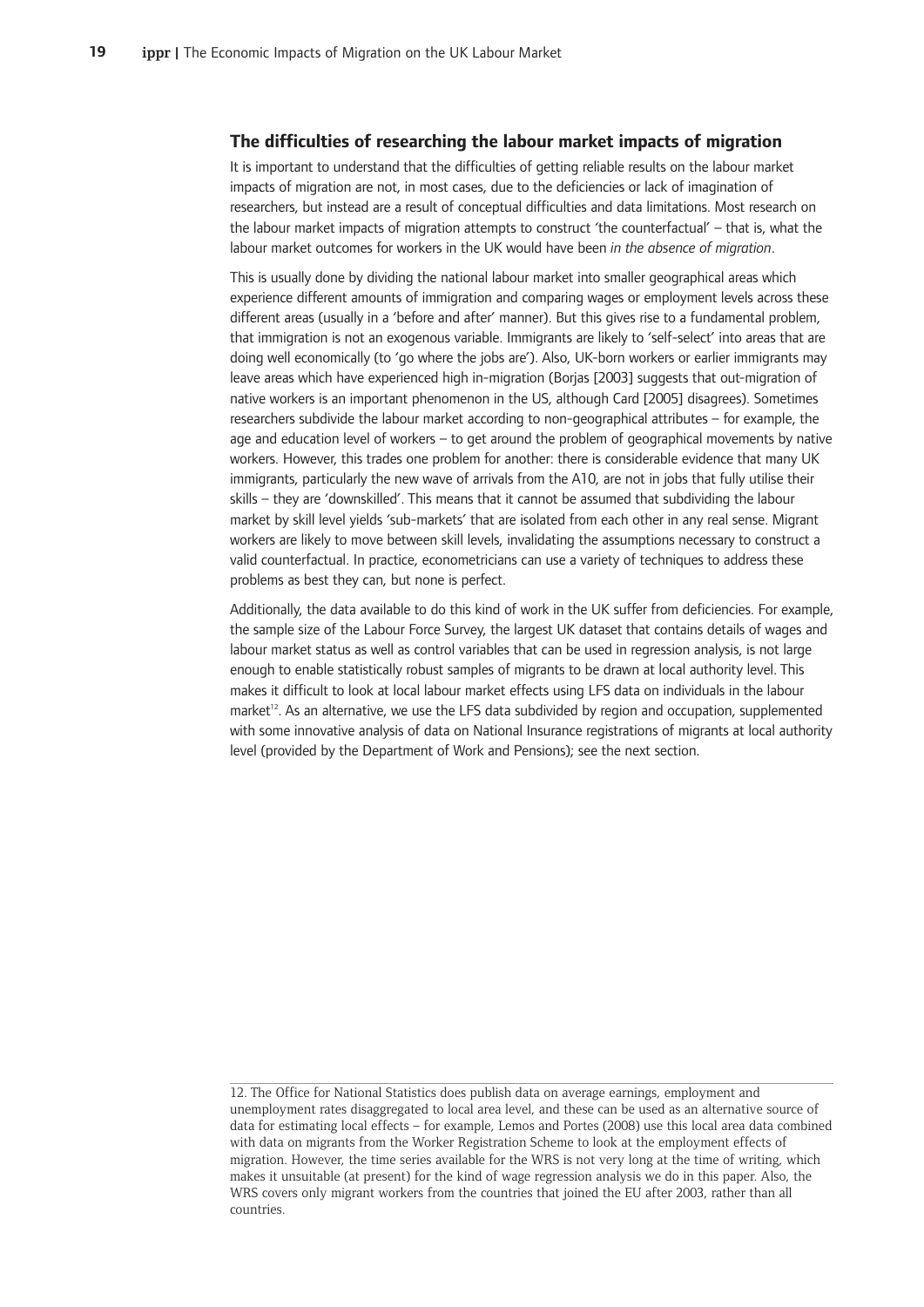## The difficulties of researching the labour market impacts of migration

It is important to understand that the difficulties of getting reliable results on the labour market impacts of migration are not, in most cases, due to the deficiencies or lack of imagination of researchers, but instead are a result of conceptual difficulties and data limitations. Most research on the labour market impacts of migration attempts to construct 'the counterfactual' – that is, what the labour market outcomes for workers in the UK would have been *in the absence of migration*.

This is usually done by dividing the national labour market into smaller geographical areas which experience different amounts of immigration and comparing wages or employment levels across these different areas (usually in a 'before and after' manner). But this gives rise to a fundamental problem, that immigration is not an exogenous variable. Immigrants are likely to 'self-select' into areas that are doing well economically (to 'go where the jobs are'). Also, UK-born workers or earlier immigrants may leave areas which have experienced high in-migration (Borjas [2003] suggests that out-migration of native workers is an important phenomenon in the US, although Card [2005] disagrees). Sometimes researchers subdivide the labour market according to non-geographical attributes – for example, the age and education level of workers – to get around the problem of geographical movements by native workers. However, this trades one problem for another: there is considerable evidence that many UK immigrants, particularly the new wave of arrivals from the A10, are not in jobs that fully utilise their skills – they are 'downskilled'. This means that it cannot be assumed that subdividing the labour market by skill level yields 'sub-markets' that are isolated from each other in any real sense. Migrant workers are likely to move between skill levels, invalidating the assumptions necessary to construct a valid counterfactual. In practice, econometricians can use a variety of techniques to address these problems as best they can, but none is perfect.

Additionally, the data available to do this kind of work in the UK suffer from deficiencies. For example, the sample size of the Labour Force Survey, the largest UK dataset that contains details of wages and labour market status as well as control variables that can be used in regression analysis, is not large enough to enable statistically robust samples of migrants to be drawn at local authority level. This makes it difficult to look at local labour market effects using LFS data on individuals in the labour market[12]. As an alternative, we use the LFS data subdivided by region and occupation, supplemented with some innovative analysis of data on National Insurance registrations of migrants at local authority level (provided by the Department of Work and Pensions); see the next section.

12. The Office for National Statistics does publish data on average earnings, employment and unemployment rates disaggregated to local area level, and these can be used as an alternative source of data for estimating local effects – for example, Lemos and Portes (2008) use this local area data combined with data on migrants from the Worker Registration Scheme to look at the employment effects of migration. However, the time series available for the WRS is not very long at the time of writing, which makes it unsuitable (at present) for the kind of wage regression analysis we do in this paper. Also, the WRS covers only migrant workers from the countries that joined the EU after 2003, rather than all countries.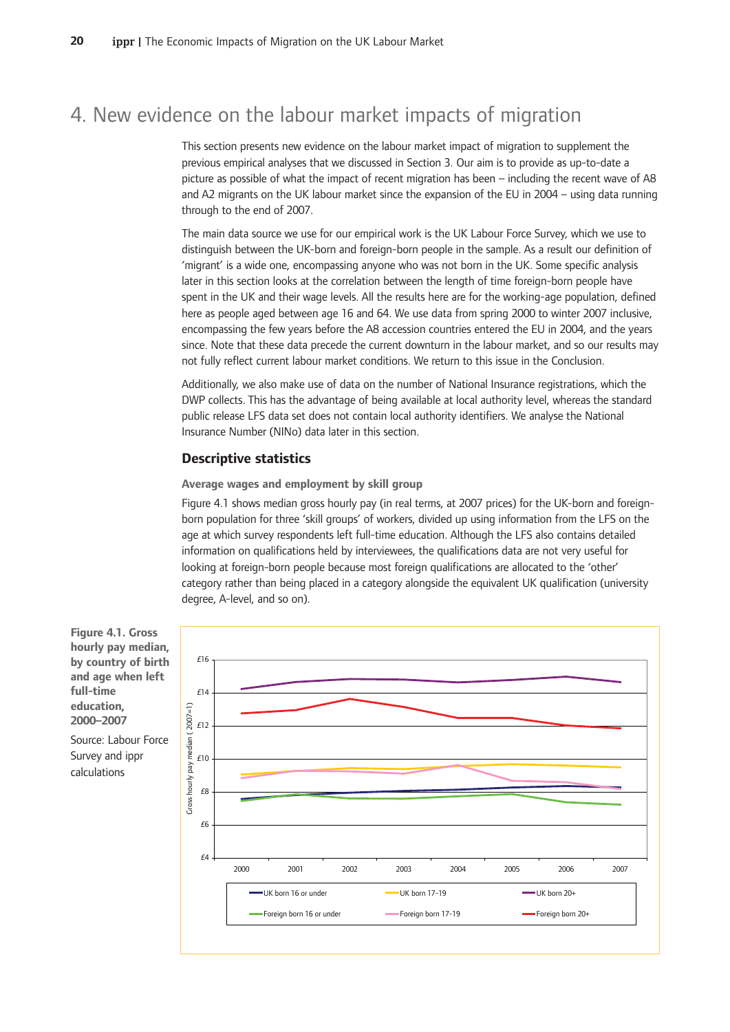# 4. New evidence on the labour market impacts of migration

This section presents new evidence on the labour market impact of migration to supplement the previous empirical analyses that we discussed in Section 3. Our aim is to provide as up-to-date a picture as possible of what the impact of recent migration has been – including the recent wave of A8 and A2 migrants on the UK labour market since the expansion of the EU in 2004 – using data running through to the end of 2007.

The main data source we use for our empirical work is the UK Labour Force Survey, which we use to distinguish between the UK-born and foreign-born people in the sample. As a result our definition of 'migrant' is a wide one, encompassing anyone who was not born in the UK. Some specific analysis later in this section looks at the correlation between the length of time foreign-born people have spent in the UK and their wage levels. All the results here are for the working-age population, defined here as people aged between age 16 and 64. We use data from spring 2000 to winter 2007 inclusive, encompassing the few years before the A8 accession countries entered the EU in 2004, and the years since. Note that these data precede the current downturn in the labour market, and so our results may not fully reflect current labour market conditions. We return to this issue in the Conclusion.

Additionally, we also make use of data on the number of National Insurance registrations, which the DWP collects. This has the advantage of being available at local authority level, whereas the standard public release LFS data set does not contain local authority identifiers. We analyse the National Insurance Number (NINo) data later in this section.

## Descriptive statistics

### Average wages and employment by skill group

Figure 4.1 shows median gross hourly pay (in real terms, at 2007 prices) for the UK-born and foreign-born population for three 'skill groups' of workers, divided up using information from the LFS on the age at which survey respondents left full-time education. Although the LFS also contains detailed information on qualifications held by interviewees, the qualifications data are not very useful for looking at foreign-born people because most foreign qualifications are allocated to the 'other' category rather than being placed in a category alongside the equivalent UK qualification (university degree, A-level, and so on).

**Figure 4.1. Gross hourly pay median, by country of birth and age when left full-time education, 2000–2007**

Source: Labour Force Survey and ippr calculations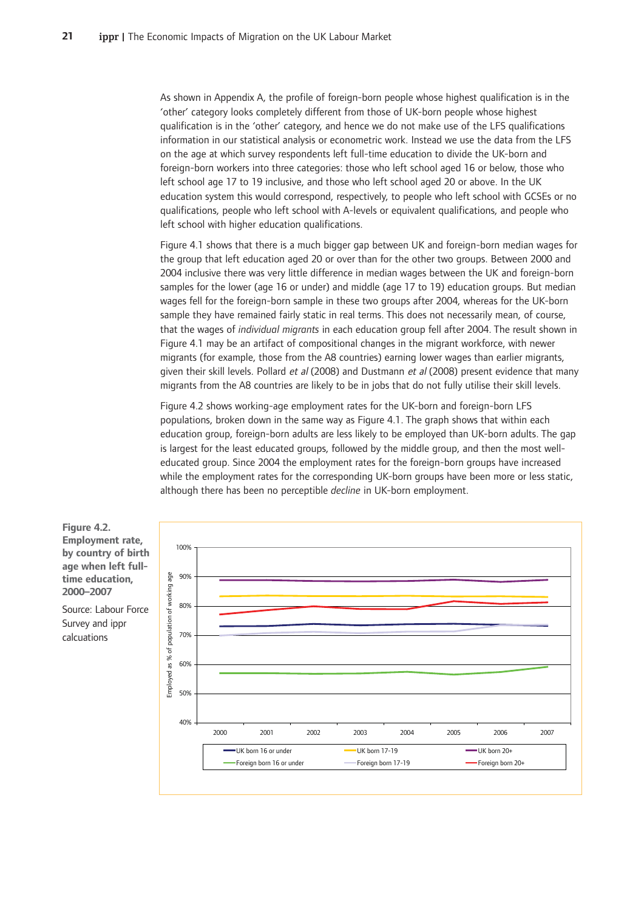As shown in Appendix A, the profile of foreign-born people whose highest qualification is in the 'other' category looks completely different from those of UK-born people whose highest qualification is in the 'other' category, and hence we do not make use of the LFS qualifications information in our statistical analysis or econometric work. Instead we use the data from the LFS on the age at which survey respondents left full-time education to divide the UK-born and foreign-born workers into three categories: those who left school aged 16 or below, those who left school age 17 to 19 inclusive, and those who left school aged 20 or above. In the UK education system this would correspond, respectively, to people who left school with GCSEs or no qualifications, people who left school with A-levels or equivalent qualifications, and people who left school with higher education qualifications.

Figure 4.1 shows that there is a much bigger gap between UK and foreign-born median wages for the group that left education aged 20 or over than for the other two groups. Between 2000 and 2004 inclusive there was very little difference in median wages between the UK and foreign-born samples for the lower (age 16 or under) and middle (age 17 to 19) education groups. But median wages fell for the foreign-born sample in these two groups after 2004, whereas for the UK-born sample they have remained fairly static in real terms. This does not necessarily mean, of course, that the wages of *individual migrants* in each education group fell after 2004. The result shown in Figure 4.1 may be an artifact of compositional changes in the migrant workforce, with newer migrants (for example, those from the A8 countries) earning lower wages than earlier migrants, given their skill levels. Pollard *et al* (2008) and Dustmann *et al* (2008) present evidence that many migrants from the A8 countries are likely to be in jobs that do not fully utilise their skill levels.

Figure 4.2 shows working-age employment rates for the UK-born and foreign-born LFS populations, broken down in the same way as Figure 4.1. The graph shows that within each education group, foreign-born adults are less likely to be employed than UK-born adults. The gap is largest for the least educated groups, followed by the middle group, and then the most well-educated group. Since 2004 the employment rates for the foreign-born groups have increased while the employment rates for the corresponding UK-born groups have been more or less static, although there has been no perceptible *decline* in UK-born employment.

**Figure 4.2. Employment rate, by country of birth age when left full-time education, 2000–2007**

Source: Labour Force Survey and ippr calcuations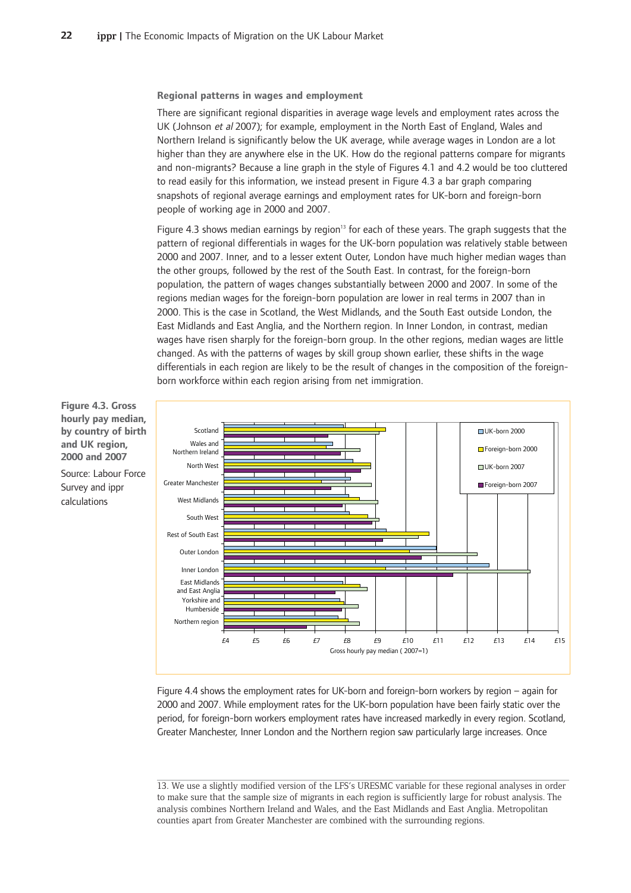### Regional patterns in wages and employment

There are significant regional disparities in average wage levels and employment rates across the UK (Johnson *et al* 2007); for example, employment in the North East of England, Wales and Northern Ireland is significantly below the UK average, while average wages in London are a lot higher than they are anywhere else in the UK. How do the regional patterns compare for migrants and non-migrants? Because a line graph in the style of Figures 4.1 and 4.2 would be too cluttered to read easily for this information, we instead present in Figure 4.3 a bar graph comparing snapshots of regional average earnings and employment rates for UK-born and foreign-born people of working age in 2000 and 2007.

Figure 4.3 shows median earnings by region[13] for each of these years. The graph suggests that the pattern of regional differentials in wages for the UK-born population was relatively stable between 2000 and 2007. Inner, and to a lesser extent Outer, London have much higher median wages than the other groups, followed by the rest of the South East. In contrast, for the foreign-born population, the pattern of wages changes substantially between 2000 and 2007. In some of the regions median wages for the foreign-born population are lower in real terms in 2007 than in 2000. This is the case in Scotland, the West Midlands, and the South East outside London, the East Midlands and East Anglia, and the Northern region. In Inner London, in contrast, median wages have risen sharply for the foreign-born group. In the other regions, median wages are little changed. As with the patterns of wages by skill group shown earlier, these shifts in the wage differentials in each region are likely to be the result of changes in the composition of the foreign-born workforce within each region arising from net immigration.

**Figure 4.3. Gross hourly pay median, by country of birth and UK region, 2000 and 2007**

Source: Labour Force Survey and ippr calculations

Figure 4.4 shows the employment rates for UK-born and foreign-born workers by region – again for 2000 and 2007. While employment rates for the UK-born population have been fairly static over the period, for foreign-born workers employment rates have increased markedly in every region. Scotland, Greater Manchester, Inner London and the Northern region saw particularly large increases. Once

13. We use a slightly modified version of the LFS's URESMC variable for these regional analyses in order to make sure that the sample size of migrants in each region is sufficiently large for robust analysis. The analysis combines Northern Ireland and Wales, and the East Midlands and East Anglia. Metropolitan counties apart from Greater Manchester are combined with the surrounding regions.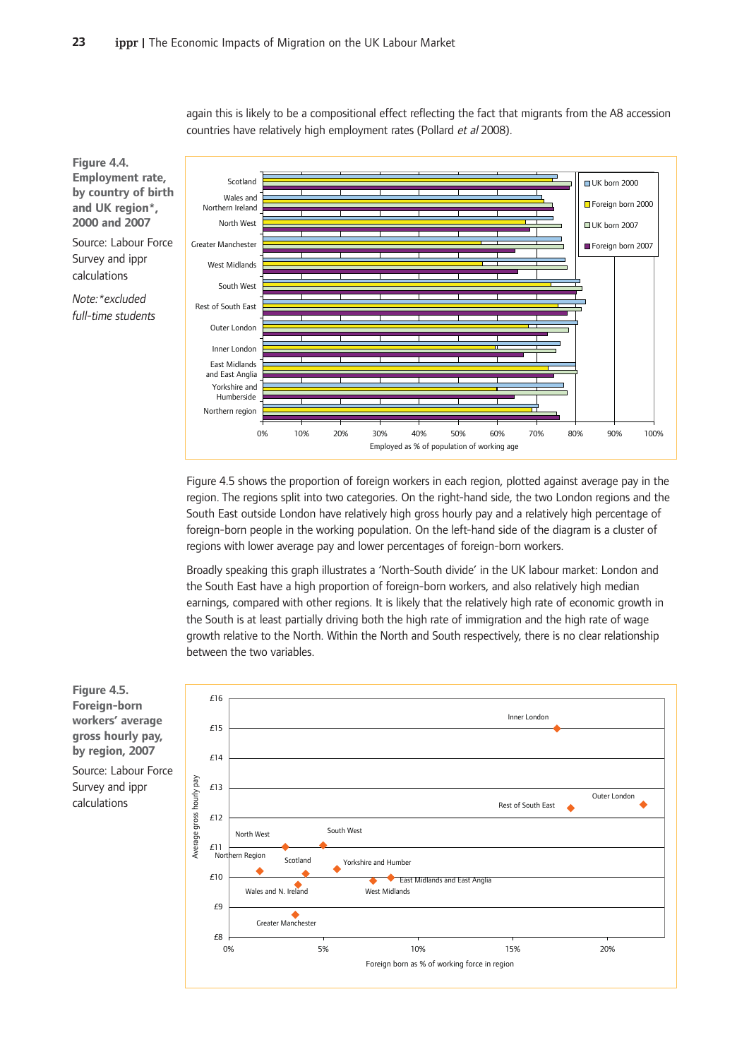again this is likely to be a compositional effect reflecting the fact that migrants from the A8 accession countries have relatively high employment rates (Pollard *et al* 2008).

**Figure 4.4. Employment rate, by country of birth and UK region\*, 2000 and 2007**

Source: Labour Force Survey and ippr calculations

*Note: \*excluded full-time students*

Figure 4.5 shows the proportion of foreign workers in each region, plotted against average pay in the region. The regions split into two categories. On the right-hand side, the two London regions and the South East outside London have relatively high gross hourly pay and a relatively high percentage of foreign-born people in the working population. On the left-hand side of the diagram is a cluster of regions with lower average pay and lower percentages of foreign-born workers.

Broadly speaking this graph illustrates a 'North-South divide' in the UK labour market: London and the South East have a high proportion of foreign-born workers, and also relatively high median earnings, compared with other regions. It is likely that the relatively high rate of economic growth in the South is at least partially driving both the high rate of immigration and the high rate of wage growth relative to the North. Within the North and South respectively, there is no clear relationship between the two variables.

**Figure 4.5. Foreign-born workers' average gross hourly pay, by region, 2007**

Source: Labour Force Survey and ippr calculations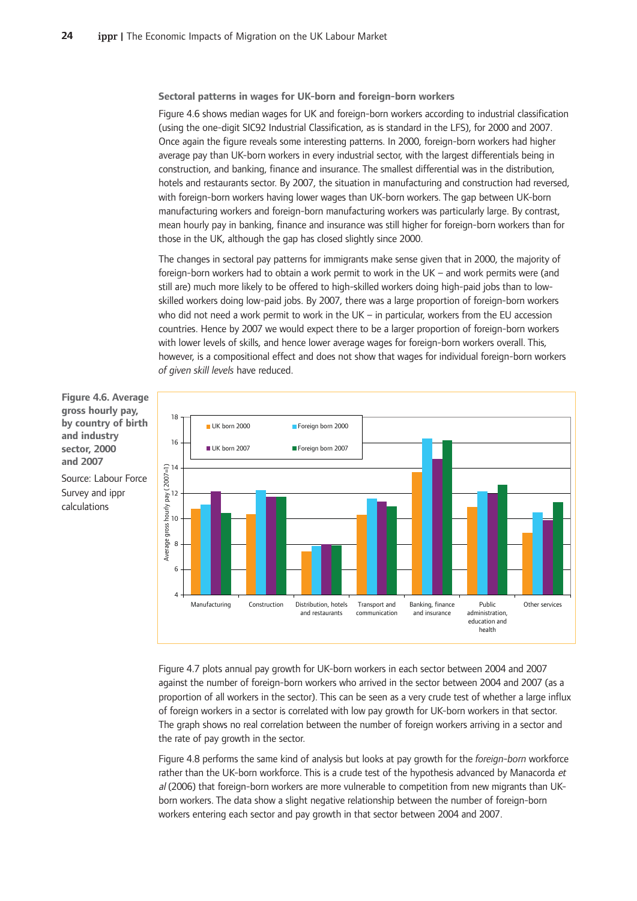### Sectoral patterns in wages for UK-born and foreign-born workers

Figure 4.6 shows median wages for UK and foreign-born workers according to industrial classification (using the one-digit SIC92 Industrial Classification, as is standard in the LFS), for 2000 and 2007. Once again the figure reveals some interesting patterns. In 2000, foreign-born workers had higher average pay than UK-born workers in every industrial sector, with the largest differentials being in construction, and banking, finance and insurance. The smallest differential was in the distribution, hotels and restaurants sector. By 2007, the situation in manufacturing and construction had reversed, with foreign-born workers having lower wages than UK-born workers. The gap between UK-born manufacturing workers and foreign-born manufacturing workers was particularly large. By contrast, mean hourly pay in banking, finance and insurance was still higher for foreign-born workers than for those in the UK, although the gap has closed slightly since 2000.

The changes in sectoral pay patterns for immigrants make sense given that in 2000, the majority of foreign-born workers had to obtain a work permit to work in the UK – and work permits were (and still are) much more likely to be offered to high-skilled workers doing high-paid jobs than to low-skilled workers doing low-paid jobs. By 2007, there was a large proportion of foreign-born workers who did not need a work permit to work in the UK – in particular, workers from the EU accession countries. Hence by 2007 we would expect there to be a larger proportion of foreign-born workers with lower levels of skills, and hence lower average wages for foreign-born workers overall. This, however, is a compositional effect and does not show that wages for individual foreign-born workers *of given skill levels* have reduced.

**Figure 4.6. Average gross hourly pay, by country of birth and industry sector, 2000 and 2007**

Source: Labour Force Survey and ippr calculations

Figure 4.7 plots annual pay growth for UK-born workers in each sector between 2004 and 2007 against the number of foreign-born workers who arrived in the sector between 2004 and 2007 (as a proportion of all workers in the sector). This can be seen as a very crude test of whether a large influx of foreign workers in a sector is correlated with low pay growth for UK-born workers in that sector. The graph shows no real correlation between the number of foreign workers arriving in a sector and the rate of pay growth in the sector.

Figure 4.8 performs the same kind of analysis but looks at pay growth for the *foreign-born* workforce rather than the UK-born workforce. This is a crude test of the hypothesis advanced by Manacorda *et al* (2006) that foreign-born workers are more vulnerable to competition from new migrants than UK-born workers. The data show a slight negative relationship between the number of foreign-born workers entering each sector and pay growth in that sector between 2004 and 2007.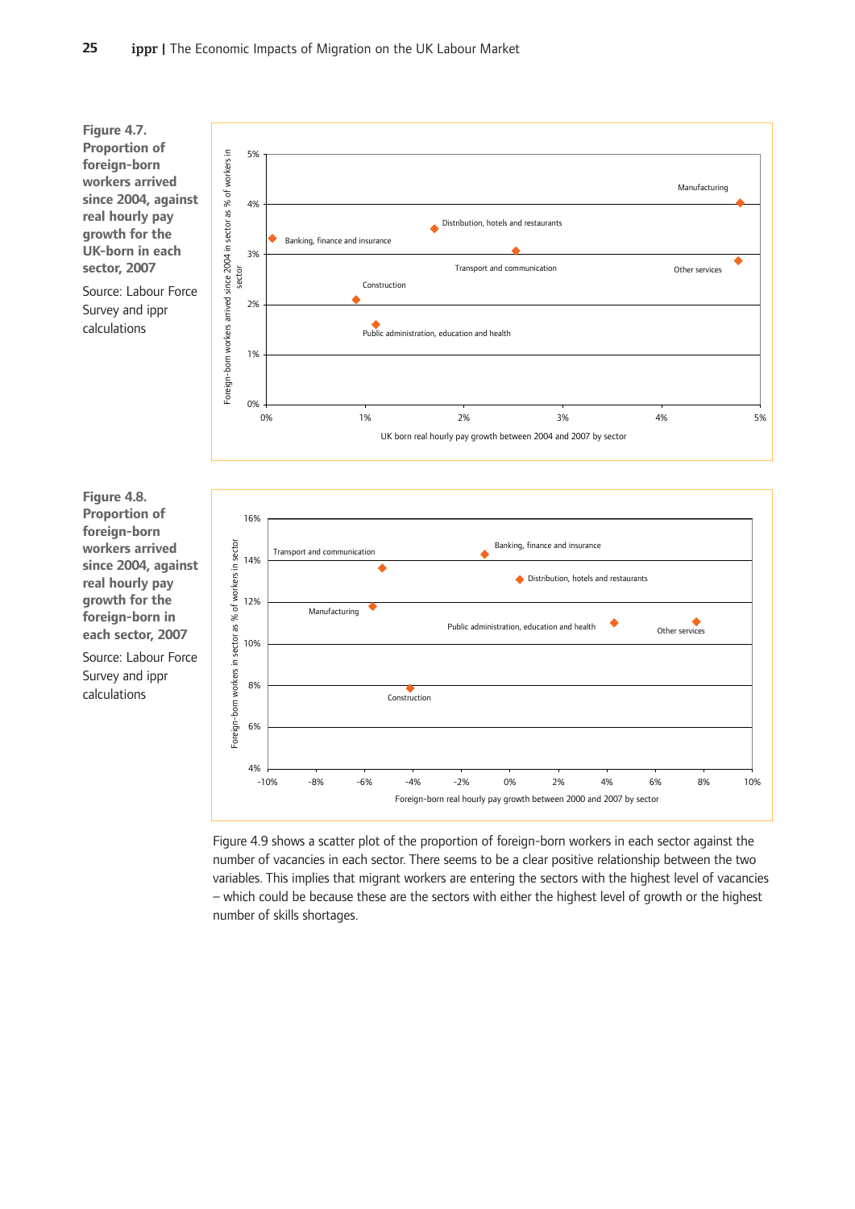**Figure 4.7. Proportion of foreign-born workers arrived since 2004, against real hourly pay growth for the UK-born in each sector, 2007**

Source: Labour Force Survey and ippr calculations

**Figure 4.8. Proportion of foreign-born workers arrived since 2004, against real hourly pay growth for the foreign-born in each sector, 2007**

Source: Labour Force Survey and ippr calculations

Figure 4.9 shows a scatter plot of the proportion of foreign-born workers in each sector against the number of vacancies in each sector. There seems to be a clear positive relationship between the two variables. This implies that migrant workers are entering the sectors with the highest level of vacancies – which could be because these are the sectors with either the highest level of growth or the highest number of skills shortages.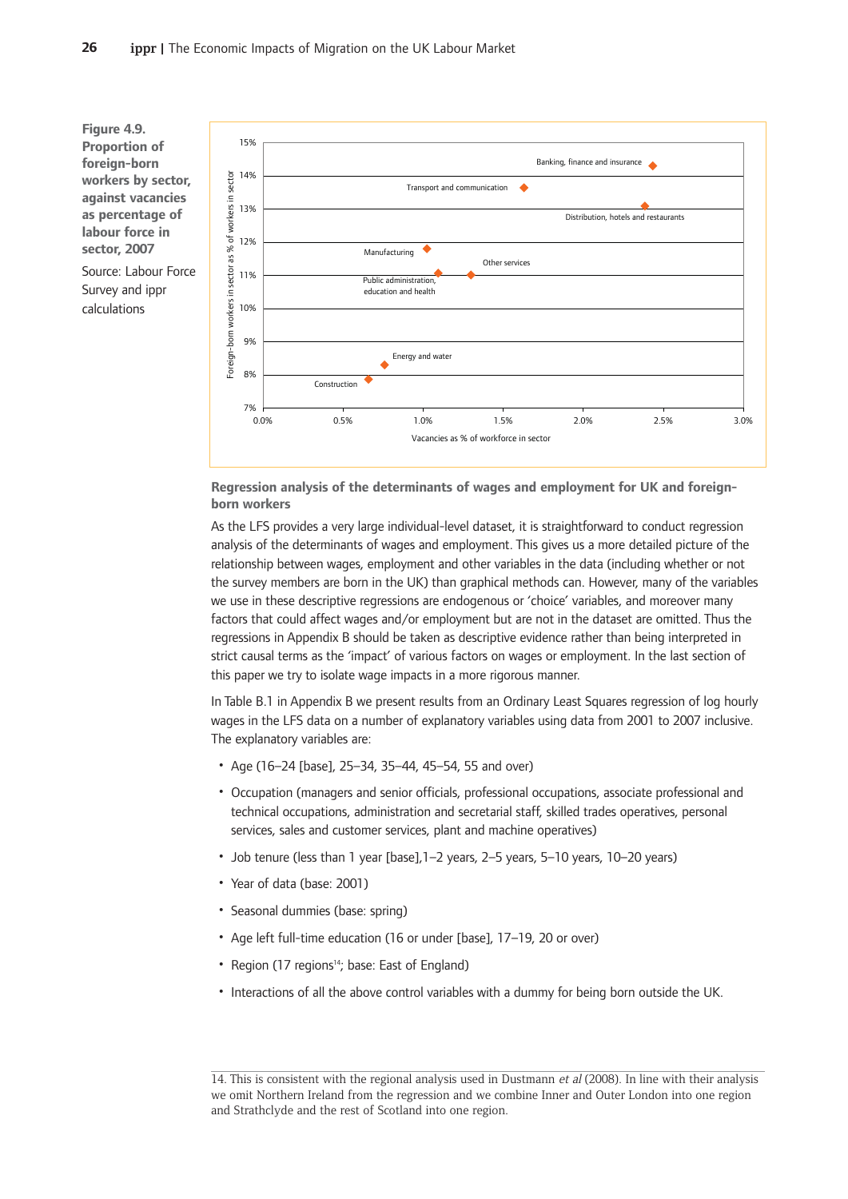**Figure 4.9. Proportion of foreign-born workers by sector, against vacancies as percentage of labour force in sector, 2007**

Source: Labour Force Survey and ippr calculations

### Regression analysis of the determinants of wages and employment for UK and foreign-born workers

As the LFS provides a very large individual-level dataset, it is straightforward to conduct regression analysis of the determinants of wages and employment. This gives us a more detailed picture of the relationship between wages, employment and other variables in the data (including whether or not the survey members are born in the UK) than graphical methods can. However, many of the variables we use in these descriptive regressions are endogenous or 'choice' variables, and moreover many factors that could affect wages and/or employment but are not in the dataset are omitted. Thus the regressions in Appendix B should be taken as descriptive evidence rather than being interpreted in strict causal terms as the 'impact' of various factors on wages or employment. In the last section of this paper we try to isolate wage impacts in a more rigorous manner.

In Table B.1 in Appendix B we present results from an Ordinary Least Squares regression of log hourly wages in the LFS data on a number of explanatory variables using data from 2001 to 2007 inclusive. The explanatory variables are:

- Age (16–24 [base], 25–34, 35–44, 45–54, 55 and over)
- Occupation (managers and senior officials, professional occupations, associate professional and technical occupations, administration and secretarial staff, skilled trades operatives, personal services, sales and customer services, plant and machine operatives)
- Job tenure (less than 1 year [base],1–2 years, 2–5 years, 5–10 years, 10–20 years)
- Year of data (base: 2001)
- Seasonal dummies (base: spring)
- Age left full-time education (16 or under [base], 17–19, 20 or over)
- Region (17 regions[14]; base: East of England)
- Interactions of all the above control variables with a dummy for being born outside the UK.

14. This is consistent with the regional analysis used in Dustmann *et al* (2008). In line with their analysis we omit Northern Ireland from the regression and we combine Inner and Outer London into one region and Strathclyde and the rest of Scotland into one region.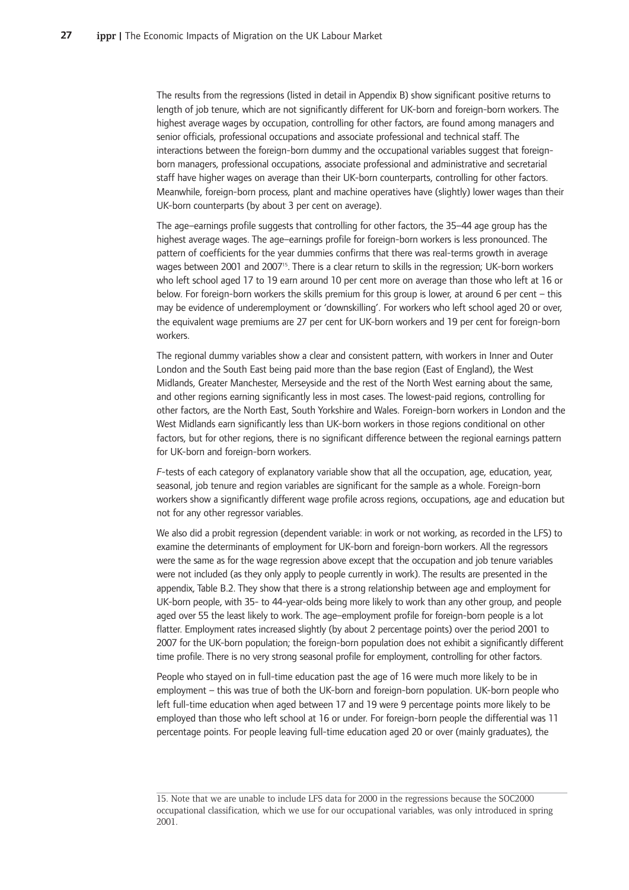The results from the regressions (listed in detail in Appendix B) show significant positive returns to length of job tenure, which are not significantly different for UK-born and foreign-born workers. The highest average wages by occupation, controlling for other factors, are found among managers and senior officials, professional occupations and associate professional and technical staff. The interactions between the foreign-born dummy and the occupational variables suggest that foreign-born managers, professional occupations, associate professional and administrative and secretarial staff have higher wages on average than their UK-born counterparts, controlling for other factors. Meanwhile, foreign-born process, plant and machine operatives have (slightly) lower wages than their UK-born counterparts (by about 3 per cent on average).

The age–earnings profile suggests that controlling for other factors, the 35–44 age group has the highest average wages. The age–earnings profile for foreign-born workers is less pronounced. The pattern of coefficients for the year dummies confirms that there was real-terms growth in average wages between 2001 and 2007[15]. There is a clear return to skills in the regression; UK-born workers who left school aged 17 to 19 earn around 10 per cent more on average than those who left at 16 or below. For foreign-born workers the skills premium for this group is lower, at around 6 per cent – this may be evidence of underemployment or 'downskilling'. For workers who left school aged 20 or over, the equivalent wage premiums are 27 per cent for UK-born workers and 19 per cent for foreign-born workers.

The regional dummy variables show a clear and consistent pattern, with workers in Inner and Outer London and the South East being paid more than the base region (East of England), the West Midlands, Greater Manchester, Merseyside and the rest of the North West earning about the same, and other regions earning significantly less in most cases. The lowest-paid regions, controlling for other factors, are the North East, South Yorkshire and Wales. Foreign-born workers in London and the West Midlands earn significantly less than UK-born workers in those regions conditional on other factors, but for other regions, there is no significant difference between the regional earnings pattern for UK-born and foreign-born workers.

*F*-tests of each category of explanatory variable show that all the occupation, age, education, year, seasonal, job tenure and region variables are significant for the sample as a whole. Foreign-born workers show a significantly different wage profile across regions, occupations, age and education but not for any other regressor variables.

We also did a probit regression (dependent variable: in work or not working, as recorded in the LFS) to examine the determinants of employment for UK-born and foreign-born workers. All the regressors were the same as for the wage regression above except that the occupation and job tenure variables were not included (as they only apply to people currently in work). The results are presented in the appendix, Table B.2. They show that there is a strong relationship between age and employment for UK-born people, with 35- to 44-year-olds being more likely to work than any other group, and people aged over 55 the least likely to work. The age–employment profile for foreign-born people is a lot flatter. Employment rates increased slightly (by about 2 percentage points) over the period 2001 to 2007 for the UK-born population; the foreign-born population does not exhibit a significantly different time profile. There is no very strong seasonal profile for employment, controlling for other factors.

People who stayed on in full-time education past the age of 16 were much more likely to be in employment – this was true of both the UK-born and foreign-born population. UK-born people who left full-time education when aged between 17 and 19 were 9 percentage points more likely to be employed than those who left school at 16 or under. For foreign-born people the differential was 11 percentage points. For people leaving full-time education aged 20 or over (mainly graduates), the

15. Note that we are unable to include LFS data for 2000 in the regressions because the SOC2000 occupational classification, which we use for our occupational variables, was only introduced in spring 2001.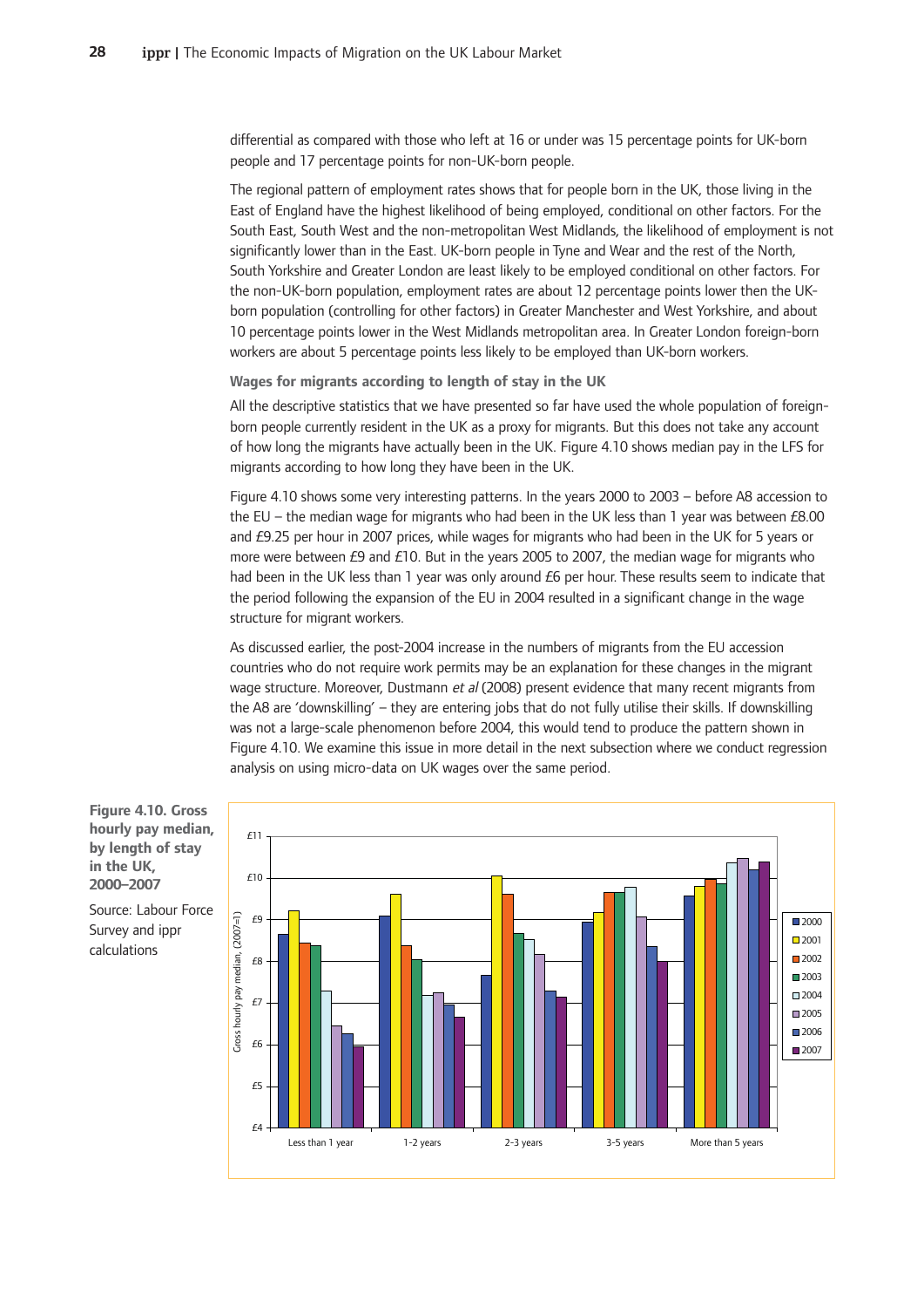differential as compared with those who left at 16 or under was 15 percentage points for UK-born people and 17 percentage points for non-UK-born people.

The regional pattern of employment rates shows that for people born in the UK, those living in the East of England have the highest likelihood of being employed, conditional on other factors. For the South East, South West and the non-metropolitan West Midlands, the likelihood of employment is not significantly lower than in the East. UK-born people in Tyne and Wear and the rest of the North, South Yorkshire and Greater London are least likely to be employed conditional on other factors. For the non-UK-born population, employment rates are about 12 percentage points lower then the UK-born population (controlling for other factors) in Greater Manchester and West Yorkshire, and about 10 percentage points lower in the West Midlands metropolitan area. In Greater London foreign-born workers are about 5 percentage points less likely to be employed than UK-born workers.

**Wages for migrants according to length of stay in the UK**

All the descriptive statistics that we have presented so far have used the whole population of foreign-born people currently resident in the UK as a proxy for migrants. But this does not take any account of how long the migrants have actually been in the UK. Figure 4.10 shows median pay in the LFS for migrants according to how long they have been in the UK.

Figure 4.10 shows some very interesting patterns. In the years 2000 to 2003 – before A8 accession to the EU – the median wage for migrants who had been in the UK less than 1 year was between £8.00 and £9.25 per hour in 2007 prices, while wages for migrants who had been in the UK for 5 years or more were between £9 and £10. But in the years 2005 to 2007, the median wage for migrants who had been in the UK less than 1 year was only around £6 per hour. These results seem to indicate that the period following the expansion of the EU in 2004 resulted in a significant change in the wage structure for migrant workers.

As discussed earlier, the post-2004 increase in the numbers of migrants from the EU accession countries who do not require work permits may be an explanation for these changes in the migrant wage structure. Moreover, Dustmann *et al* (2008) present evidence that many recent migrants from the A8 are 'downskilling' – they are entering jobs that do not fully utilise their skills. If downskilling was not a large-scale phenomenon before 2004, this would tend to produce the pattern shown in Figure 4.10. We examine this issue in more detail in the next subsection where we conduct regression analysis on using micro-data on UK wages over the same period.

**Figure 4.10. Gross hourly pay median, by length of stay in the UK, 2000–2007**

Source: Labour Force Survey and ippr calculations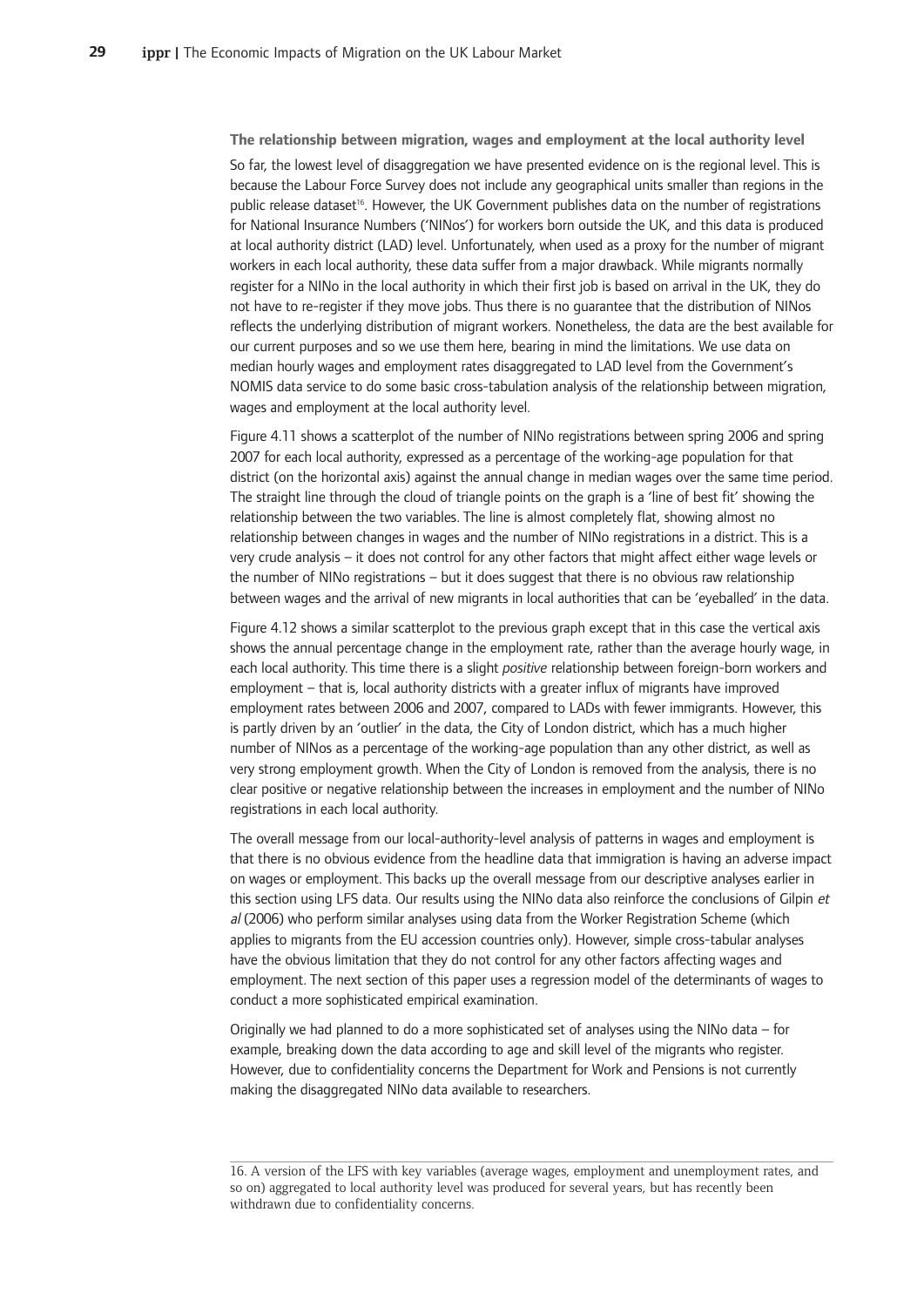### The relationship between migration, wages and employment at the local authority level

So far, the lowest level of disaggregation we have presented evidence on is the regional level. This is because the Labour Force Survey does not include any geographical units smaller than regions in the public release dataset[16]. However, the UK Government publishes data on the number of registrations for National Insurance Numbers ('NINos') for workers born outside the UK, and this data is produced at local authority district (LAD) level. Unfortunately, when used as a proxy for the number of migrant workers in each local authority, these data suffer from a major drawback. While migrants normally register for a NINo in the local authority in which their first job is based on arrival in the UK, they do not have to re-register if they move jobs. Thus there is no guarantee that the distribution of NINos reflects the underlying distribution of migrant workers. Nonetheless, the data are the best available for our current purposes and so we use them here, bearing in mind the limitations. We use data on median hourly wages and employment rates disaggregated to LAD level from the Government's NOMIS data service to do some basic cross-tabulation analysis of the relationship between migration, wages and employment at the local authority level.

Figure 4.11 shows a scatterplot of the number of NINo registrations between spring 2006 and spring 2007 for each local authority, expressed as a percentage of the working-age population for that district (on the horizontal axis) against the annual change in median wages over the same time period. The straight line through the cloud of triangle points on the graph is a 'line of best fit' showing the relationship between the two variables. The line is almost completely flat, showing almost no relationship between changes in wages and the number of NINo registrations in a district. This is a very crude analysis – it does not control for any other factors that might affect either wage levels or the number of NINo registrations – but it does suggest that there is no obvious raw relationship between wages and the arrival of new migrants in local authorities that can be 'eyeballed' in the data.

Figure 4.12 shows a similar scatterplot to the previous graph except that in this case the vertical axis shows the annual percentage change in the employment rate, rather than the average hourly wage, in each local authority. This time there is a slight *positive* relationship between foreign-born workers and employment – that is, local authority districts with a greater influx of migrants have improved employment rates between 2006 and 2007, compared to LADs with fewer immigrants. However, this is partly driven by an 'outlier' in the data, the City of London district, which has a much higher number of NINos as a percentage of the working-age population than any other district, as well as very strong employment growth. When the City of London is removed from the analysis, there is no clear positive or negative relationship between the increases in employment and the number of NINo registrations in each local authority.

The overall message from our local-authority-level analysis of patterns in wages and employment is that there is no obvious evidence from the headline data that immigration is having an adverse impact on wages or employment. This backs up the overall message from our descriptive analyses earlier in this section using LFS data. Our results using the NINo data also reinforce the conclusions of Gilpin *et al* (2006) who perform similar analyses using data from the Worker Registration Scheme (which applies to migrants from the EU accession countries only). However, simple cross-tabular analyses have the obvious limitation that they do not control for any other factors affecting wages and employment. The next section of this paper uses a regression model of the determinants of wages to conduct a more sophisticated empirical examination.

Originally we had planned to do a more sophisticated set of analyses using the NINo data – for example, breaking down the data according to age and skill level of the migrants who register. However, due to confidentiality concerns the Department for Work and Pensions is not currently making the disaggregated NINo data available to researchers.

---

16. A version of the LFS with key variables (average wages, employment and unemployment rates, and so on) aggregated to local authority level was produced for several years, but has recently been withdrawn due to confidentiality concerns.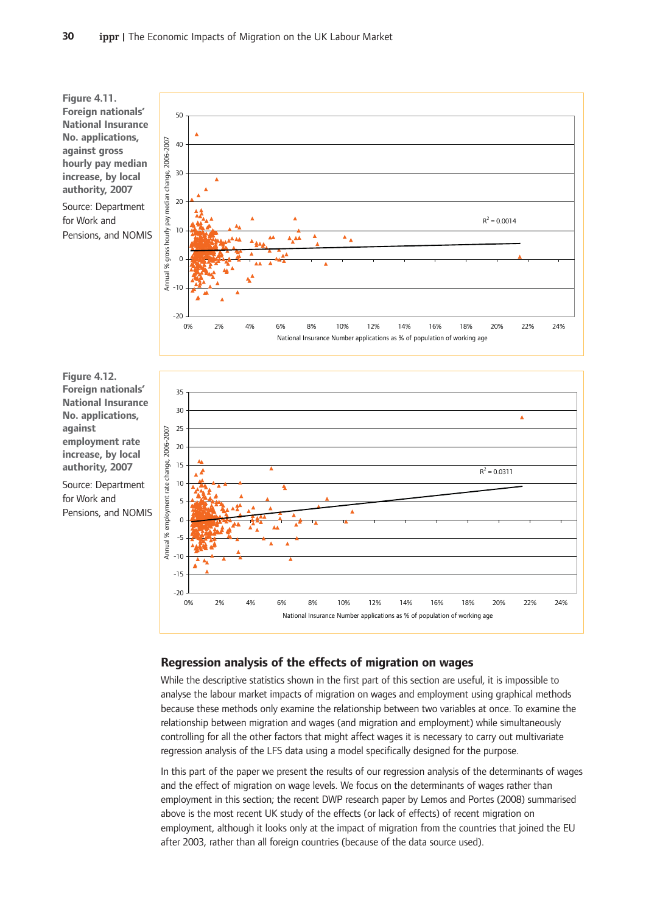**Figure 4.11. Foreign nationals' National Insurance No. applications, against gross hourly pay median increase, by local authority, 2007**

Source: Department for Work and Pensions, and NOMIS

**Figure 4.12. Foreign nationals' National Insurance No. applications, against employment rate increase, by local authority, 2007**

Source: Department for Work and Pensions, and NOMIS

## Regression analysis of the effects of migration on wages

While the descriptive statistics shown in the first part of this section are useful, it is impossible to analyse the labour market impacts of migration on wages and employment using graphical methods because these methods only examine the relationship between two variables at once. To examine the relationship between migration and wages (and migration and employment) while simultaneously controlling for all the other factors that might affect wages it is necessary to carry out multivariate regression analysis of the LFS data using a model specifically designed for the purpose.

In this part of the paper we present the results of our regression analysis of the determinants of wages and the effect of migration on wage levels. We focus on the determinants of wages rather than employment in this section; the recent DWP research paper by Lemos and Portes (2008) summarised above is the most recent UK study of the effects (or lack of effects) of recent migration on employment, although it looks only at the impact of migration from the countries that joined the EU after 2003, rather than all foreign countries (because of the data source used).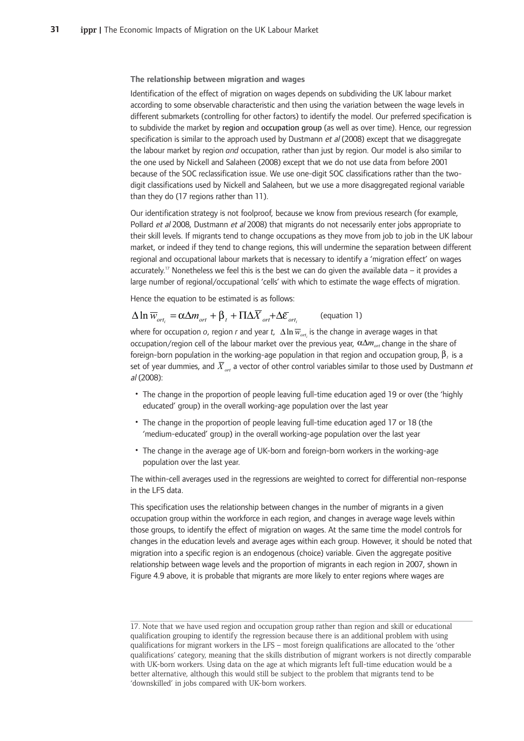**The relationship between migration and wages**

Identification of the effect of migration on wages depends on subdividing the UK labour market according to some observable characteristic and then using the variation between the wage levels in different submarkets (controlling for other factors) to identify the model. Our preferred specification is to subdivide the market by region and occupation group (as well as over time). Hence, our regression specification is similar to the approach used by Dustmann *et al* (2008) except that we disaggregate the labour market by region *and* occupation, rather than just by region. Our model is also similar to the one used by Nickell and Salaheen (2008) except that we do not use data from before 2001 because of the SOC reclassification issue. We use one-digit SOC classifications rather than the two-digit classifications used by Nickell and Salaheen, but we use a more disaggregated regional variable than they do (17 regions rather than 11).

Our identification strategy is not foolproof, because we know from previous research (for example, Pollard *et al* 2008, Dustmann *et al* 2008) that migrants do not necessarily enter jobs appropriate to their skill levels. If migrants tend to change occupations as they move from job to job in the UK labour market, or indeed if they tend to change regions, this will undermine the separation between different regional and occupational labour markets that is necessary to identify a 'migration effect' on wages accurately.[17] Nonetheless we feel this is the best we can do given the available data – it provides a large number of regional/occupational 'cells' with which to estimate the wage effects of migration.

Hence the equation to be estimated is as follows:

$$\Delta \ln \overline{w}_{ort_i} = \alpha \Delta m_{ort} + \beta_t + \Pi \Delta \overline{X}_{ort} + \Delta \overline{\varepsilon}_{ort_i} \qquad \text{(equation 1)}$$

where for occupation *o*, region *r* and year *t*, $\Delta \ln \overline{w}_{ort_i}$ is the change in average wages in that occupation/region cell of the labour market over the previous year, $\alpha \Delta m_{ort}$ change in the share of foreign-born population in the working-age population in that region and occupation group, $\beta_t$ is a set of year dummies, and $\overline{X}_{ort}$ a vector of other control variables similar to those used by Dustmann *et al* (2008):

- The change in the proportion of people leaving full-time education aged 19 or over (the 'highly educated' group) in the overall working-age population over the last year
- The change in the proportion of people leaving full-time education aged 17 or 18 (the 'medium-educated' group) in the overall working-age population over the last year
- The change in the average age of UK-born and foreign-born workers in the working-age population over the last year.

The within-cell averages used in the regressions are weighted to correct for differential non-response in the LFS data.

This specification uses the relationship between changes in the number of migrants in a given occupation group within the workforce in each region, and changes in average wage levels within those groups, to identify the effect of migration on wages. At the same time the model controls for changes in the education levels and average ages within each group. However, it should be noted that migration into a specific region is an endogenous (choice) variable. Given the aggregate positive relationship between wage levels and the proportion of migrants in each region in 2007, shown in Figure 4.9 above, it is probable that migrants are more likely to enter regions where wages are

---

17. Note that we have used region and occupation group rather than region and skill or educational qualification grouping to identify the regression because there is an additional problem with using qualifications for migrant workers in the LFS – most foreign qualifications are allocated to the 'other qualifications' category, meaning that the skills distribution of migrant workers is not directly comparable with UK-born workers. Using data on the age at which migrants left full-time education would be a better alternative, although this would still be subject to the problem that migrants tend to be 'downskilled' in jobs compared with UK-born workers.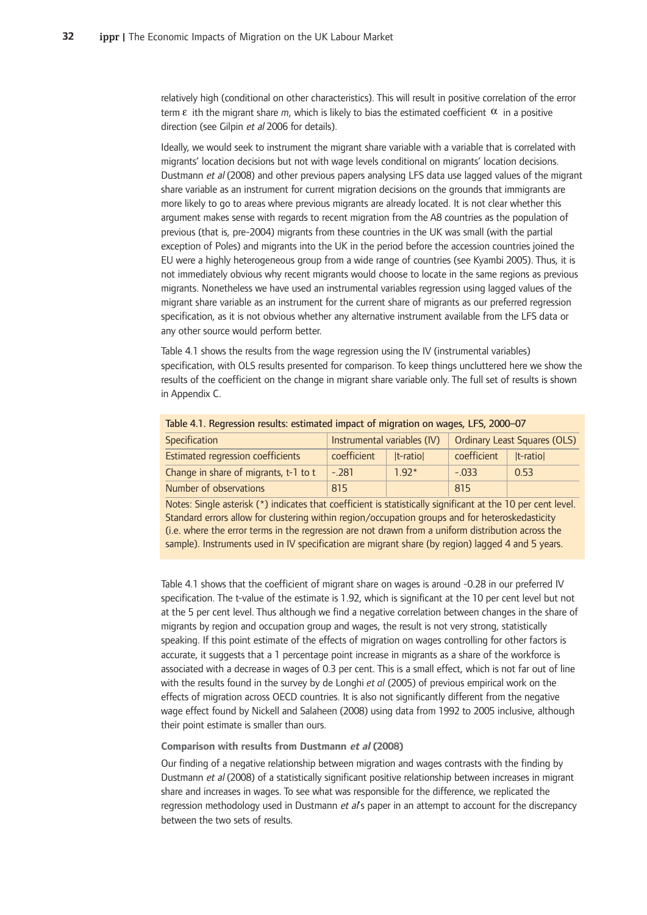relatively high (conditional on other characteristics). This will result in positive correlation of the error term $\varepsilon$ ith the migrant share $m$, which is likely to bias the estimated coefficient $\alpha$ in a positive direction (see Gilpin *et al* 2006 for details).

Ideally, we would seek to instrument the migrant share variable with a variable that is correlated with migrants' location decisions but not with wage levels conditional on migrants' location decisions. Dustmann *et al* (2008) and other previous papers analysing LFS data use lagged values of the migrant share variable as an instrument for current migration decisions on the grounds that immigrants are more likely to go to areas where previous migrants are already located. It is not clear whether this argument makes sense with regards to recent migration from the A8 countries as the population of previous (that is, pre-2004) migrants from these countries in the UK was small (with the partial exception of Poles) and migrants into the UK in the period before the accession countries joined the EU were a highly heterogeneous group from a wide range of countries (see Kyambi 2005). Thus, it is not immediately obvious why recent migrants would choose to locate in the same regions as previous migrants. Nonetheless we have used an instrumental variables regression using lagged values of the migrant share variable as an instrument for the current share of migrants as our preferred regression specification, as it is not obvious whether any alternative instrument available from the LFS data or any other source would perform better.

Table 4.1 shows the results from the wage regression using the IV (instrumental variables) specification, with OLS results presented for comparison. To keep things uncluttered here we show the results of the coefficient on the change in migrant share variable only. The full set of results is shown in Appendix C.

Table 4.1. Regression results: estimated impact of migration on wages, LFS, 2000–07

| Specification | Instrumental variables (IV) | | Ordinary Least Squares (OLS) | |
|---|---|---|---|---|
| Estimated regression coefficients | coefficient | \|t-ratio\| | coefficient | \|t-ratio\| |
| Change in share of migrants, t-1 to t | -.281 | 1.92* | -.033 | 0.53 |
| Number of observations | 815 | | 815 | |

Notes: Single asterisk (*) indicates that coefficient is statistically significant at the 10 per cent level. Standard errors allow for clustering within region/occupation groups and for heteroskedasticity (i.e. where the error terms in the regression are not drawn from a uniform distribution across the sample). Instruments used in IV specification are migrant share (by region) lagged 4 and 5 years.

Table 4.1 shows that the coefficient of migrant share on wages is around -0.28 in our preferred IV specification. The t-value of the estimate is 1.92, which is significant at the 10 per cent level but not at the 5 per cent level. Thus although we find a negative correlation between changes in the share of migrants by region and occupation group and wages, the result is not very strong, statistically speaking. If this point estimate of the effects of migration on wages controlling for other factors is accurate, it suggests that a 1 percentage point increase in migrants as a share of the workforce is associated with a decrease in wages of 0.3 per cent. This is a small effect, which is not far out of line with the results found in the survey by de Longhi *et al* (2005) of previous empirical work on the effects of migration across OECD countries. It is also not significantly different from the negative wage effect found by Nickell and Salaheen (2008) using data from 1992 to 2005 inclusive, although their point estimate is smaller than ours.

### Comparison with results from Dustmann *et al* (2008)

Our finding of a negative relationship between migration and wages contrasts with the finding by Dustmann *et al* (2008) of a statistically significant positive relationship between increases in migrant share and increases in wages. To see what was responsible for the difference, we replicated the regression methodology used in Dustmann *et al*'s paper in an attempt to account for the discrepancy between the two sets of results.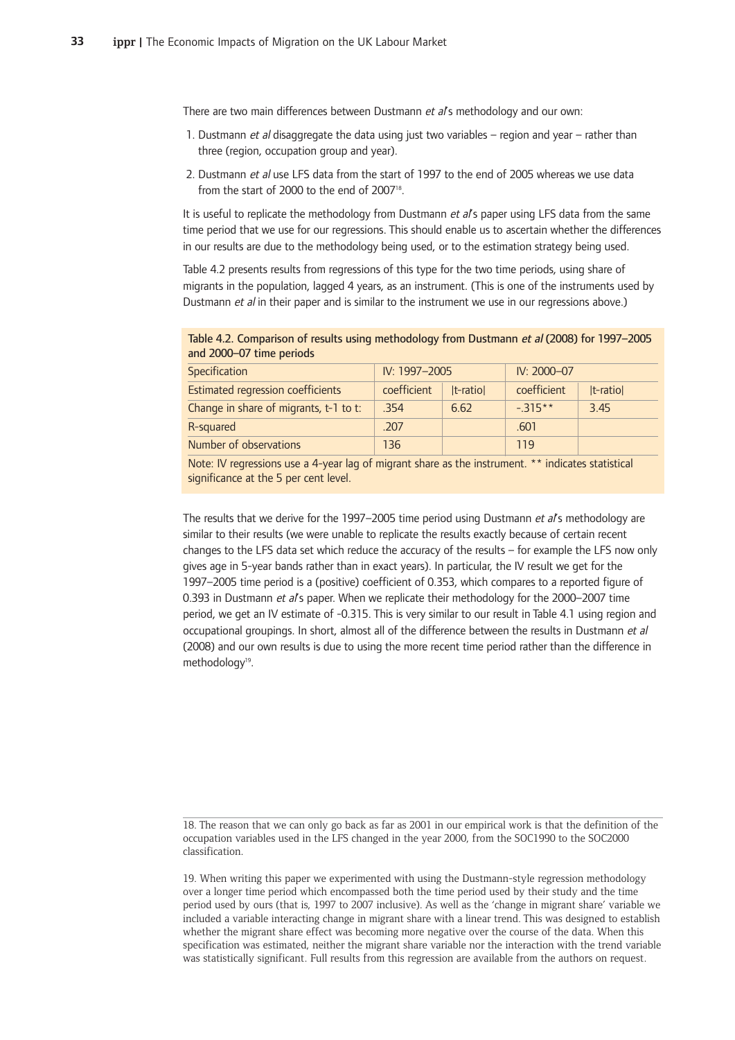There are two main differences between Dustmann *et al*'s methodology and our own:

1. Dustmann *et al* disaggregate the data using just two variables – region and year – rather than three (region, occupation group and year).
2. Dustmann *et al* use LFS data from the start of 1997 to the end of 2005 whereas we use data from the start of 2000 to the end of 2007[18].

It is useful to replicate the methodology from Dustmann *et al*'s paper using LFS data from the same time period that we use for our regressions. This should enable us to ascertain whether the differences in our results are due to the methodology being used, or to the estimation strategy being used.

Table 4.2 presents results from regressions of this type for the two time periods, using share of migrants in the population, lagged 4 years, as an instrument. (This is one of the instruments used by Dustmann *et al* in their paper and is similar to the instrument we use in our regressions above.)

**Table 4.2. Comparison of results using methodology from Dustmann *et al* (2008) for 1997–2005 and 2000–07 time periods**

| Specification | IV: 1997–2005 | | IV: 2000–07 | |
|---|---|---|---|---|
| Estimated regression coefficients | coefficient | \|t-ratio\| | coefficient | \|t-ratio\| |
| Change in share of migrants, t-1 to t: | .354 | 6.62 | -.315** | 3.45 |
| R-squared | .207 | | .601 | |
| Number of observations | 136 | | 119 | |

Note: IV regressions use a 4-year lag of migrant share as the instrument. ** indicates statistical significance at the 5 per cent level.

The results that we derive for the 1997–2005 time period using Dustmann *et al*'s methodology are similar to their results (we were unable to replicate the results exactly because of certain recent changes to the LFS data set which reduce the accuracy of the results – for example the LFS now only gives age in 5-year bands rather than in exact years). In particular, the IV result we get for the 1997–2005 time period is a (positive) coefficient of 0.353, which compares to a reported figure of 0.393 in Dustmann *et al*'s paper. When we replicate their methodology for the 2000–2007 time period, we get an IV estimate of -0.315. This is very similar to our result in Table 4.1 using region and occupational groupings. In short, almost all of the difference between the results in Dustmann *et al* (2008) and our own results is due to using the more recent time period rather than the difference in methodology[19].

---

18. The reason that we can only go back as far as 2001 in our empirical work is that the definition of the occupation variables used in the LFS changed in the year 2000, from the SOC1990 to the SOC2000 classification.

19. When writing this paper we experimented with using the Dustmann-style regression methodology over a longer time period which encompassed both the time period used by their study and the time period used by ours (that is, 1997 to 2007 inclusive). As well as the 'change in migrant share' variable we included a variable interacting change in migrant share with a linear trend. This was designed to establish whether the migrant share effect was becoming more negative over the course of the data. When this specification was estimated, neither the migrant share variable nor the interaction with the trend variable was statistically significant. Full results from this regression are available from the authors on request.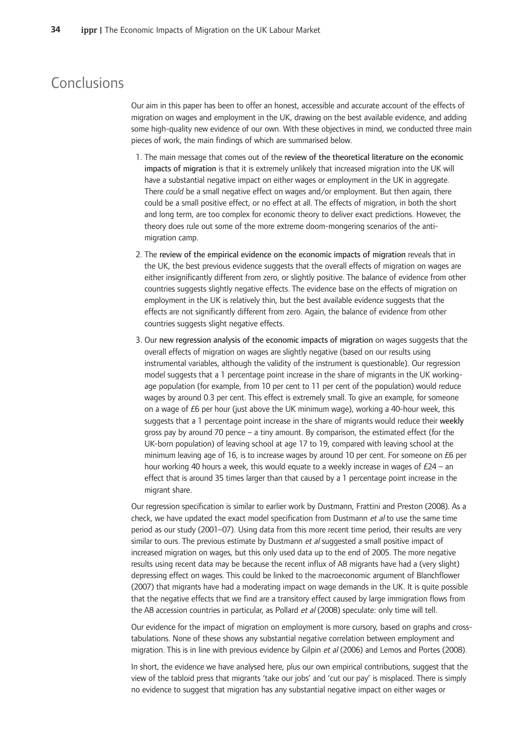## Conclusions

Our aim in this paper has been to offer an honest, accessible and accurate account of the effects of migration on wages and employment in the UK, drawing on the best available evidence, and adding some high-quality new evidence of our own. With these objectives in mind, we conducted three main pieces of work, the main findings of which are summarised below.

1. The main message that comes out of the review of the theoretical literature on the economic impacts of migration is that it is extremely unlikely that increased migration into the UK will have a substantial negative impact on either wages or employment in the UK in aggregate. There *could* be a small negative effect on wages and/or employment. But then again, there could be a small positive effect, or no effect at all. The effects of migration, in both the short and long term, are too complex for economic theory to deliver exact predictions. However, the theory does rule out some of the more extreme doom-mongering scenarios of the anti-migration camp.

2. The review of the empirical evidence on the economic impacts of migration reveals that in the UK, the best previous evidence suggests that the overall effects of migration on wages are either insignificantly different from zero, or slightly positive. The balance of evidence from other countries suggests slightly negative effects. The evidence base on the effects of migration on employment in the UK is relatively thin, but the best available evidence suggests that the effects are not significantly different from zero. Again, the balance of evidence from other countries suggests slight negative effects.

3. Our new regression analysis of the economic impacts of migration on wages suggests that the overall effects of migration on wages are slightly negative (based on our results using instrumental variables, although the validity of the instrument is questionable). Our regression model suggests that a 1 percentage point increase in the share of migrants in the UK working-age population (for example, from 10 per cent to 11 per cent of the population) would reduce wages by around 0.3 per cent. This effect is extremely small. To give an example, for someone on a wage of £6 per hour (just above the UK minimum wage), working a 40-hour week, this suggests that a 1 percentage point increase in the share of migrants would reduce their weekly gross pay by around 70 pence – a tiny amount. By comparison, the estimated effect (for the UK-born population) of leaving school at age 17 to 19, compared with leaving school at the minimum leaving age of 16, is to increase wages by around 10 per cent. For someone on £6 per hour working 40 hours a week, this would equate to a weekly increase in wages of £24 – an effect that is around 35 times larger than that caused by a 1 percentage point increase in the migrant share.

Our regression specification is similar to earlier work by Dustmann, Frattini and Preston (2008). As a check, we have updated the exact model specification from Dustmann *et al* to use the same time period as our study (2001–07). Using data from this more recent time period, their results are very similar to ours. The previous estimate by Dustmann *et al* suggested a small positive impact of increased migration on wages, but this only used data up to the end of 2005. The more negative results using recent data may be because the recent influx of A8 migrants have had a (very slight) depressing effect on wages. This could be linked to the macroeconomic argument of Blanchflower (2007) that migrants have had a moderating impact on wage demands in the UK. It is quite possible that the negative effects that we find are a transitory effect caused by large immigration flows from the A8 accession countries in particular, as Pollard *et al* (2008) speculate: only time will tell.

Our evidence for the impact of migration on employment is more cursory, based on graphs and cross-tabulations. None of these shows any substantial negative correlation between employment and migration. This is in line with previous evidence by Gilpin *et al* (2006) and Lemos and Portes (2008).

In short, the evidence we have analysed here, plus our own empirical contributions, suggest that the view of the tabloid press that migrants 'take our jobs' and 'cut our pay' is misplaced. There is simply no evidence to suggest that migration has any substantial negative impact on either wages or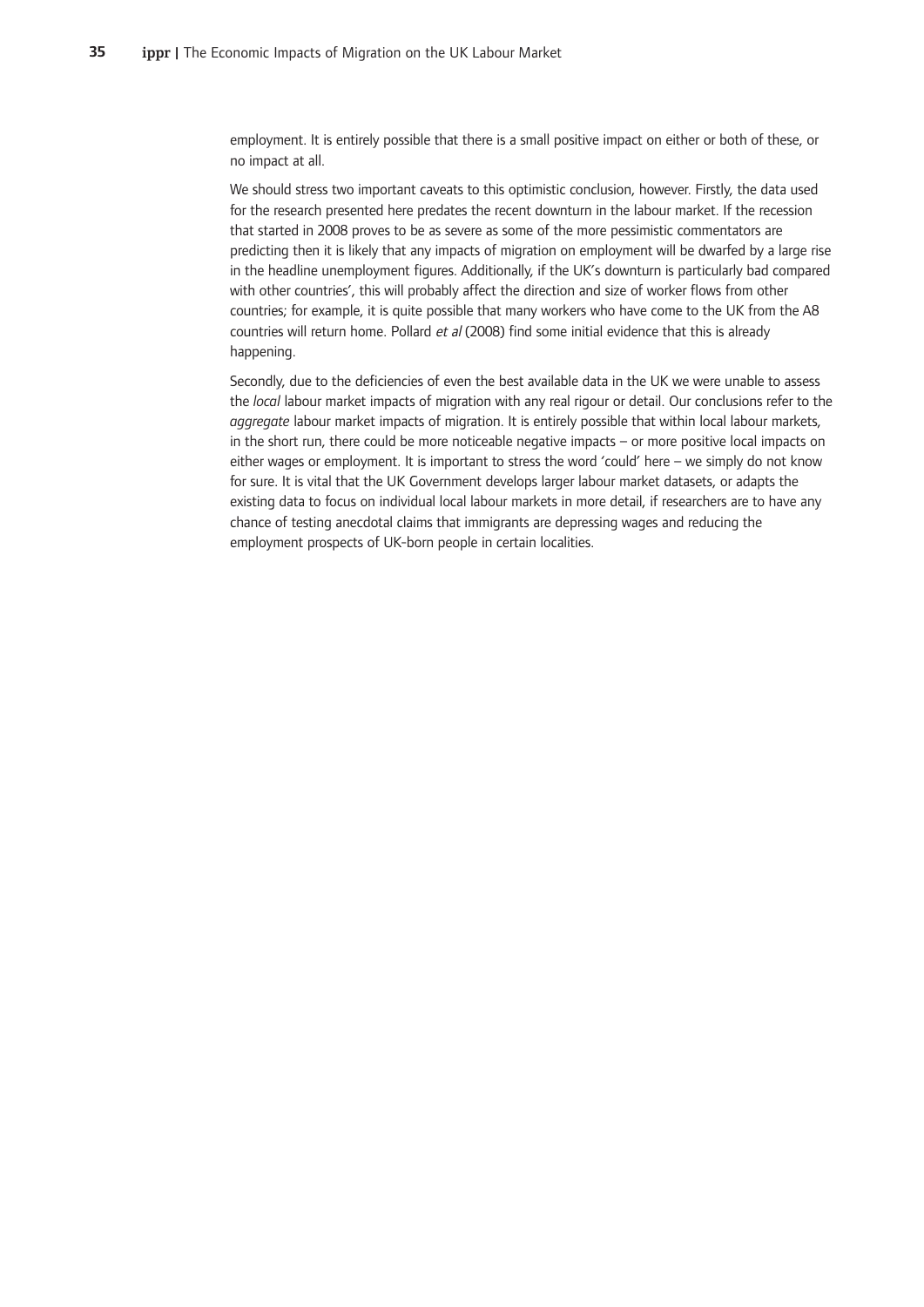employment. It is entirely possible that there is a small positive impact on either or both of these, or no impact at all.

We should stress two important caveats to this optimistic conclusion, however. Firstly, the data used for the research presented here predates the recent downturn in the labour market. If the recession that started in 2008 proves to be as severe as some of the more pessimistic commentators are predicting then it is likely that any impacts of migration on employment will be dwarfed by a large rise in the headline unemployment figures. Additionally, if the UK's downturn is particularly bad compared with other countries', this will probably affect the direction and size of worker flows from other countries; for example, it is quite possible that many workers who have come to the UK from the A8 countries will return home. Pollard *et al* (2008) find some initial evidence that this is already happening.

Secondly, due to the deficiencies of even the best available data in the UK we were unable to assess the *local* labour market impacts of migration with any real rigour or detail. Our conclusions refer to the *aggregate* labour market impacts of migration. It is entirely possible that within local labour markets, in the short run, there could be more noticeable negative impacts – or more positive local impacts on either wages or employment. It is important to stress the word 'could' here – we simply do not know for sure. It is vital that the UK Government develops larger labour market datasets, or adapts the existing data to focus on individual local labour markets in more detail, if researchers are to have any chance of testing anecdotal claims that immigrants are depressing wages and reducing the employment prospects of UK-born people in certain localities.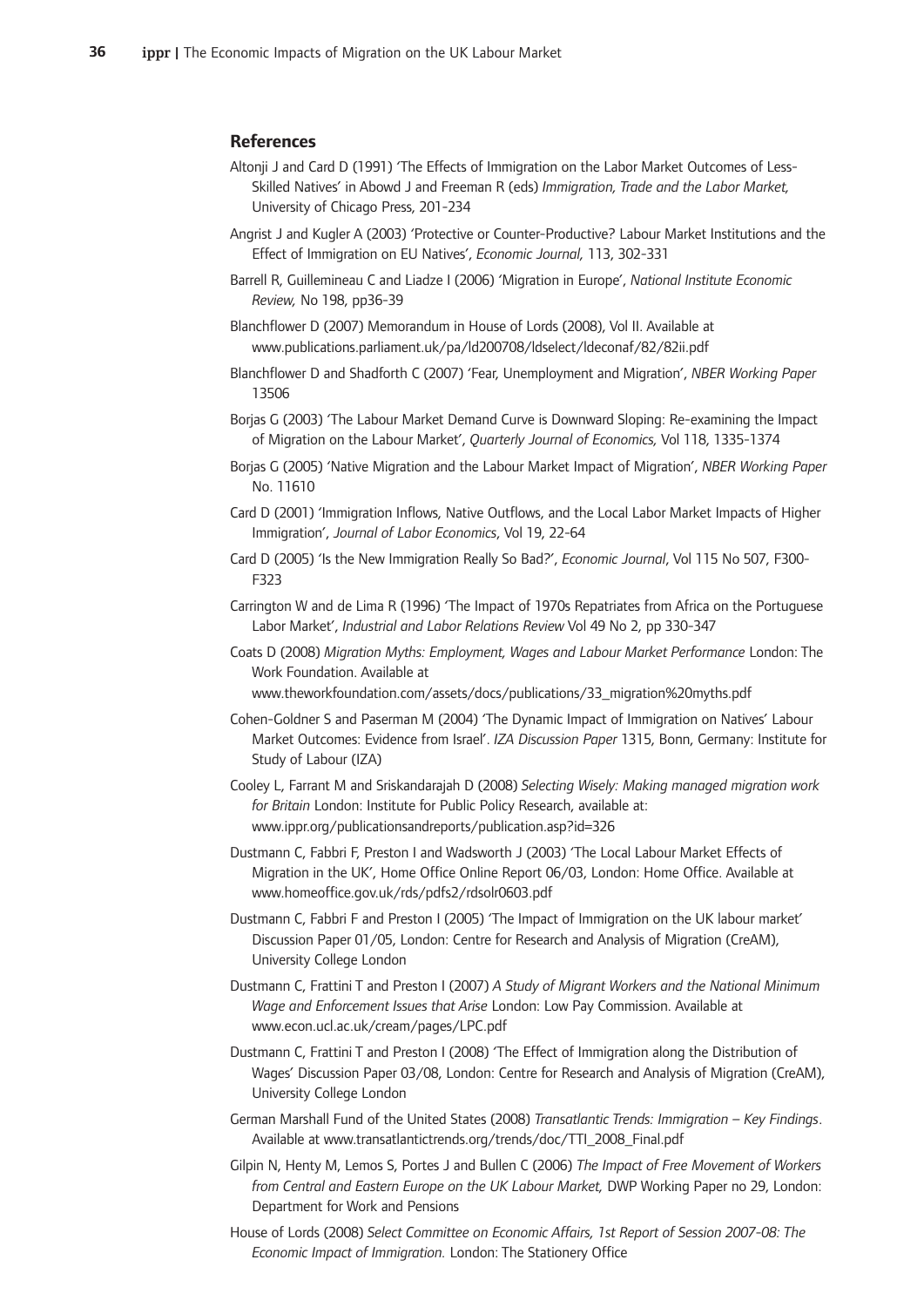## References

Altonji J and Card D (1991) 'The Effects of Immigration on the Labor Market Outcomes of Less-Skilled Natives' in Abowd J and Freeman R (eds) *Immigration, Trade and the Labor Market,* University of Chicago Press, 201-234

Angrist J and Kugler A (2003) 'Protective or Counter-Productive? Labour Market Institutions and the Effect of Immigration on EU Natives', *Economic Journal,* 113, 302-331

Barrell R, Guillemineau C and Liadze I (2006) 'Migration in Europe', *National Institute Economic Review,* No 198, pp36-39

Blanchflower D (2007) Memorandum in House of Lords (2008), Vol II. Available at www.publications.parliament.uk/pa/ld200708/ldselect/ldeconaf/82/82ii.pdf

Blanchflower D and Shadforth C (2007) 'Fear, Unemployment and Migration', *NBER Working Paper* 13506

Borjas G (2003) 'The Labour Market Demand Curve is Downward Sloping: Re-examining the Impact of Migration on the Labour Market', *Quarterly Journal of Economics,* Vol 118, 1335-1374

Borjas G (2005) 'Native Migration and the Labour Market Impact of Migration', *NBER Working Paper* No. 11610

Card D (2001) 'Immigration Inflows, Native Outflows, and the Local Labor Market Impacts of Higher Immigration', *Journal of Labor Economics*, Vol 19, 22-64

Card D (2005) 'Is the New Immigration Really So Bad?', *Economic Journal*, Vol 115 No 507, F300-F323

Carrington W and de Lima R (1996) 'The Impact of 1970s Repatriates from Africa on the Portuguese Labor Market', *Industrial and Labor Relations Review* Vol 49 No 2, pp 330-347

Coats D (2008) *Migration Myths: Employment, Wages and Labour Market Performance* London: The Work Foundation. Available at www.theworkfoundation.com/assets/docs/publications/33_migration%20myths.pdf

Cohen-Goldner S and Paserman M (2004) 'The Dynamic Impact of Immigration on Natives' Labour Market Outcomes: Evidence from Israel'. *IZA Discussion Paper* 1315, Bonn, Germany: Institute for Study of Labour (IZA)

Cooley L, Farrant M and Sriskandarajah D (2008) *Selecting Wisely: Making managed migration work for Britain* London: Institute for Public Policy Research, available at: www.ippr.org/publicationsandreports/publication.asp?id=326

Dustmann C, Fabbri F, Preston I and Wadsworth J (2003) 'The Local Labour Market Effects of Migration in the UK', Home Office Online Report 06/03, London: Home Office. Available at www.homeoffice.gov.uk/rds/pdfs2/rdsolr0603.pdf

Dustmann C, Fabbri F and Preston I (2005) 'The Impact of Immigration on the UK labour market' Discussion Paper 01/05, London: Centre for Research and Analysis of Migration (CreAM), University College London

Dustmann C, Frattini T and Preston I (2007) *A Study of Migrant Workers and the National Minimum Wage and Enforcement Issues that Arise* London: Low Pay Commission. Available at www.econ.ucl.ac.uk/cream/pages/LPC.pdf

Dustmann C, Frattini T and Preston I (2008) 'The Effect of Immigration along the Distribution of Wages' Discussion Paper 03/08, London: Centre for Research and Analysis of Migration (CreAM), University College London

German Marshall Fund of the United States (2008) *Transatlantic Trends: Immigration – Key Findings*. Available at www.transatlantictrends.org/trends/doc/TTI_2008_Final.pdf

Gilpin N, Henty M, Lemos S, Portes J and Bullen C (2006) *The Impact of Free Movement of Workers from Central and Eastern Europe on the UK Labour Market,* DWP Working Paper no 29, London: Department for Work and Pensions

House of Lords (2008) *Select Committee on Economic Affairs, 1st Report of Session 2007-08: The Economic Impact of Immigration.* London: The Stationery Office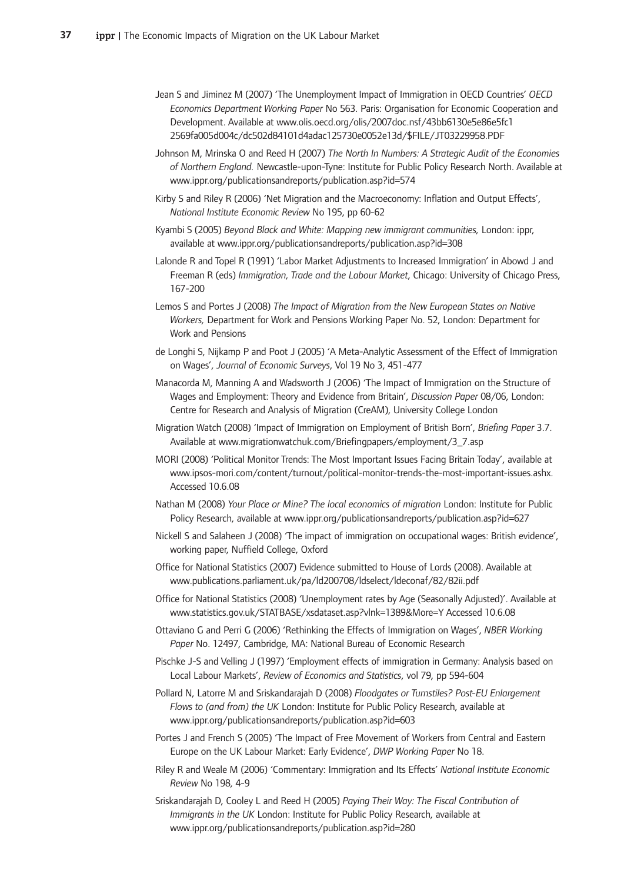Jean S and Jiminez M (2007) 'The Unemployment Impact of Immigration in OECD Countries' *OECD Economics Department Working Paper* No 563. Paris: Organisation for Economic Cooperation and Development. Available at www.olis.oecd.org/olis/2007doc.nsf/43bb6130e5e86e5fc1 2569fa005d004c/dc502d84101d4adac125730e0052e13d/$FILE/JT03229958.PDF

Johnson M, Mrinska O and Reed H (2007) *The North In Numbers: A Strategic Audit of the Economies of Northern England.* Newcastle-upon-Tyne: Institute for Public Policy Research North. Available at www.ippr.org/publicationsandreports/publication.asp?id=574

Kirby S and Riley R (2006) 'Net Migration and the Macroeconomy: Inflation and Output Effects', *National Institute Economic Review* No 195, pp 60-62

Kyambi S (2005) *Beyond Black and White: Mapping new immigrant communities,* London: ippr, available at www.ippr.org/publicationsandreports/publication.asp?id=308

Lalonde R and Topel R (1991) 'Labor Market Adjustments to Increased Immigration' in Abowd J and Freeman R (eds) *Immigration, Trade and the Labour Market*, Chicago: University of Chicago Press, 167-200

Lemos S and Portes J (2008) *The Impact of Migration from the New European States on Native Workers,* Department for Work and Pensions Working Paper No. 52, London: Department for Work and Pensions

de Longhi S, Nijkamp P and Poot J (2005) 'A Meta-Analytic Assessment of the Effect of Immigration on Wages', *Journal of Economic Surveys*, Vol 19 No 3, 451-477

Manacorda M, Manning A and Wadsworth J (2006) 'The Impact of Immigration on the Structure of Wages and Employment: Theory and Evidence from Britain', *Discussion Paper* 08/06, London: Centre for Research and Analysis of Migration (CreAM), University College London

Migration Watch (2008) 'Impact of Immigration on Employment of British Born', *Briefing Paper* 3.7. Available at www.migrationwatchuk.com/Briefingpapers/employment/3_7.asp

MORI (2008) 'Political Monitor Trends: The Most Important Issues Facing Britain Today', available at www.ipsos-mori.com/content/turnout/political-monitor-trends-the-most-important-issues.ashx. Accessed 10.6.08

Nathan M (2008) *Your Place or Mine? The local economics of migration* London: Institute for Public Policy Research, available at www.ippr.org/publicationsandreports/publication.asp?id=627

Nickell S and Salaheen J (2008) 'The impact of immigration on occupational wages: British evidence', working paper, Nuffield College, Oxford

Office for National Statistics (2007) Evidence submitted to House of Lords (2008). Available at www.publications.parliament.uk/pa/ld200708/ldselect/ldeconaf/82/82ii.pdf

Office for National Statistics (2008) 'Unemployment rates by Age (Seasonally Adjusted)'. Available at www.statistics.gov.uk/STATBASE/xsdataset.asp?vlnk=1389&More=Y Accessed 10.6.08

Ottaviano G and Perri G (2006) 'Rethinking the Effects of Immigration on Wages', *NBER Working Paper* No. 12497, Cambridge, MA: National Bureau of Economic Research

Pischke J-S and Velling J (1997) 'Employment effects of immigration in Germany: Analysis based on Local Labour Markets', *Review of Economics and Statistics*, vol 79, pp 594-604

Pollard N, Latorre M and Sriskandarajah D (2008) *Floodgates or Turnstiles? Post-EU Enlargement Flows to (and from) the UK* London: Institute for Public Policy Research, available at www.ippr.org/publicationsandreports/publication.asp?id=603

Portes J and French S (2005) 'The Impact of Free Movement of Workers from Central and Eastern Europe on the UK Labour Market: Early Evidence', *DWP Working Paper* No 18.

Riley R and Weale M (2006) 'Commentary: Immigration and Its Effects' *National Institute Economic Review* No 198, 4-9

Sriskandarajah D, Cooley L and Reed H (2005) *Paying Their Way: The Fiscal Contribution of Immigrants in the UK* London: Institute for Public Policy Research, available at www.ippr.org/publicationsandreports/publication.asp?id=280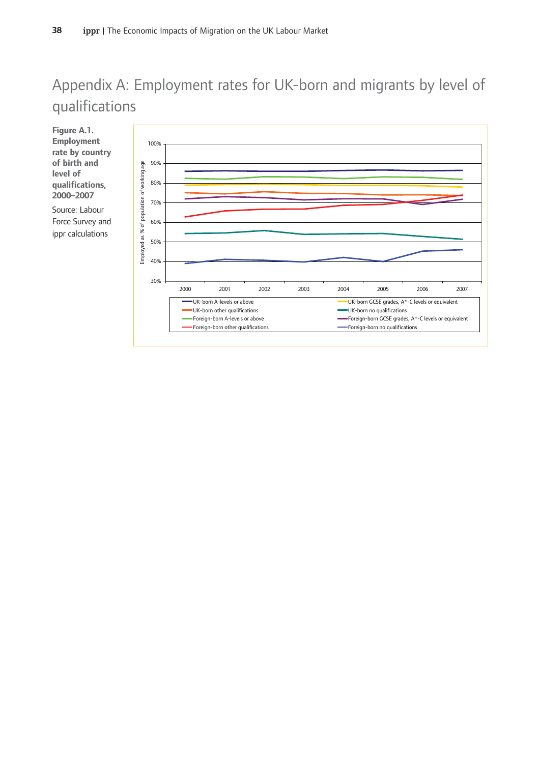# Appendix A: Employment rates for UK-born and migrants by level of qualifications

**Figure A.1. Employment rate by country of birth and level of qualifications, 2000–2007**

Source: Labour Force Survey and ippr calculations

Employed as % of population of working age

100%
90%
80%
70%
60%
50%
40%
30%

2000 2001 2002 2003 2004 2005 2006 2007

UK-born A-levels or above
UK-born GCSE grades, A*-C levels or equivalent
UK-born other qualifications
UK-born no qualifications
Foreign-born A-levels or above
Foreign-born GCSE grades, A*-C levels or equivalent
Foreign-born other qualifications
Foreign-born no qualifications